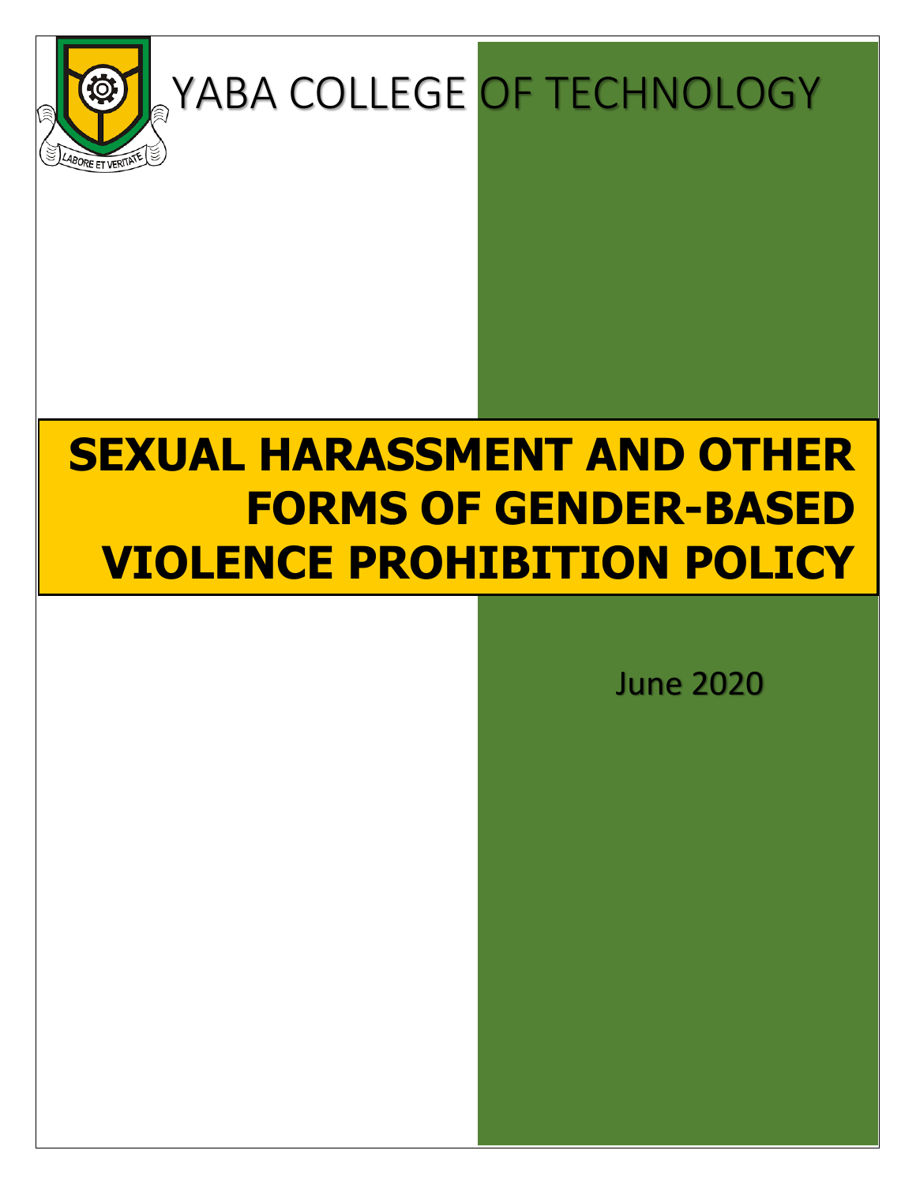YABA COLLEGE OF TECHNOLOGY

LABORE ET VERITATE

# SEXUAL HARASSMENT AND OTHER FORMS OF GENDER-BASED VIOLENCE PROHIBITION POLICY

June 2020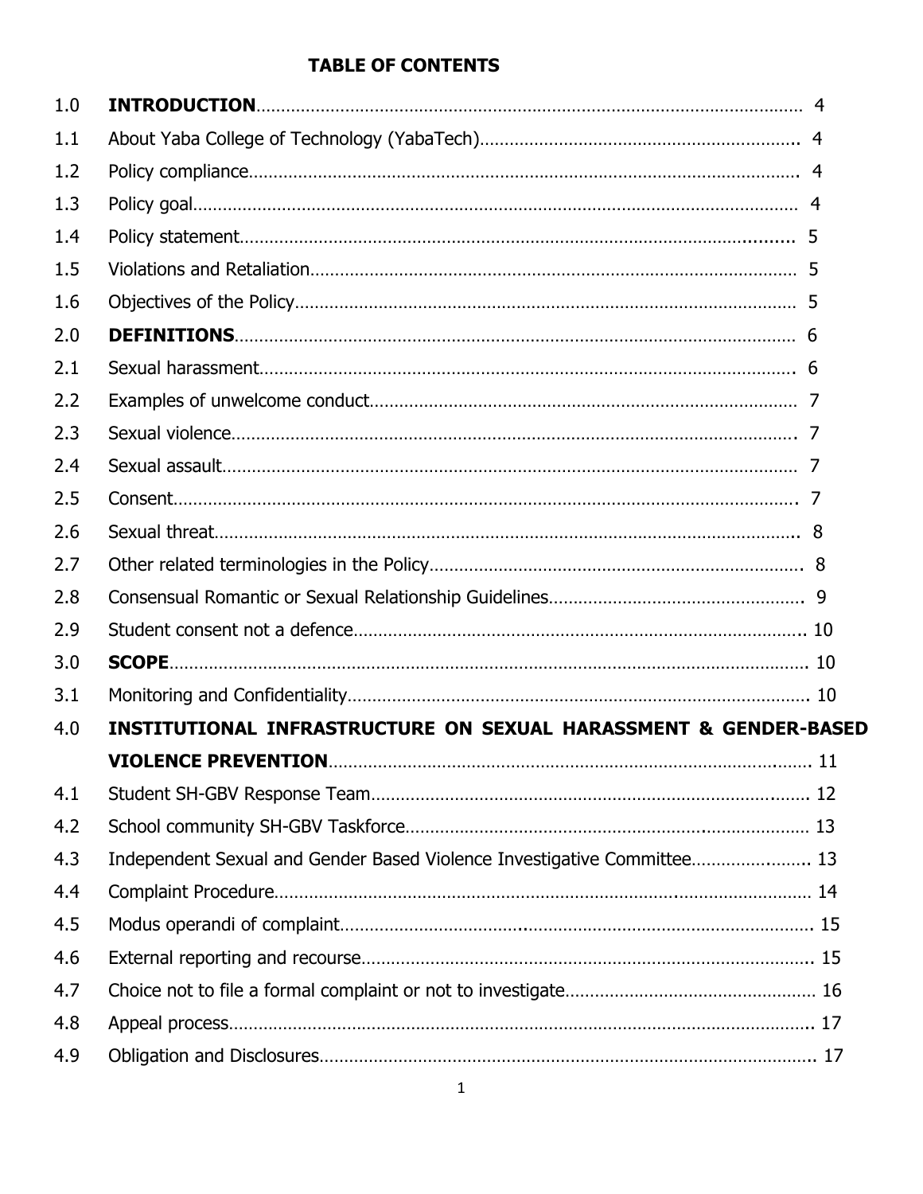## TABLE OF CONTENTS

| | | |
|---|---|---|
| 1.0 | **INTRODUCTION** | 4 |
| 1.1 | About Yaba College of Technology (YabaTech) | 4 |
| 1.2 | Policy compliance | 4 |
| 1.3 | Policy goal | 4 |
| 1.4 | Policy statement | 5 |
| 1.5 | Violations and Retaliation | 5 |
| 1.6 | Objectives of the Policy | 5 |
| 2.0 | **DEFINITIONS** | 6 |
| 2.1 | Sexual harassment | 6 |
| 2.2 | Examples of unwelcome conduct | 7 |
| 2.3 | Sexual violence | 7 |
| 2.4 | Sexual assault | 7 |
| 2.5 | Consent | 7 |
| 2.6 | Sexual threat | 8 |
| 2.7 | Other related terminologies in the Policy | 8 |
| 2.8 | Consensual Romantic or Sexual Relationship Guidelines | 9 |
| 2.9 | Student consent not a defence | 10 |
| 3.0 | **SCOPE** | 10 |
| 3.1 | Monitoring and Confidentiality | 10 |
| 4.0 | **INSTITUTIONAL INFRASTRUCTURE ON SEXUAL HARASSMENT & GENDER-BASED VIOLENCE PREVENTION** | 11 |
| 4.1 | Student SH-GBV Response Team | 12 |
| 4.2 | School community SH-GBV Taskforce | 13 |
| 4.3 | Independent Sexual and Gender Based Violence Investigative Committee | 13 |
| 4.4 | Complaint Procedure | 14 |
| 4.5 | Modus operandi of complaint | 15 |
| 4.6 | External reporting and recourse | 15 |
| 4.7 | Choice not to file a formal complaint or not to investigate | 16 |
| 4.8 | Appeal process | 17 |
| 4.9 | Obligation and Disclosures | 17 |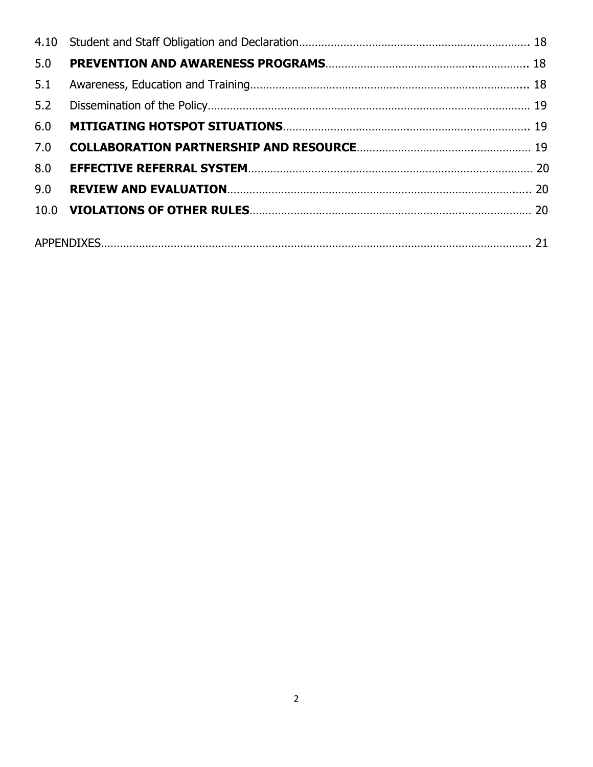| | | |
|---|---|---|
| 4.10 | Student and Staff Obligation and Declaration | 18 |
| 5.0 | **PREVENTION AND AWARENESS PROGRAMS** | 18 |
| 5.1 | Awareness, Education and Training | 18 |
| 5.2 | Dissemination of the Policy | 19 |
| 6.0 | **MITIGATING HOTSPOT SITUATIONS** | 19 |
| 7.0 | **COLLABORATION PARTNERSHIP AND RESOURCE** | 19 |
| 8.0 | **EFFECTIVE REFERRAL SYSTEM** | 20 |
| 9.0 | **REVIEW AND EVALUATION** | 20 |
| 10.0 | **VIOLATIONS OF OTHER RULES** | 20 |

APPENDIXES .......... 21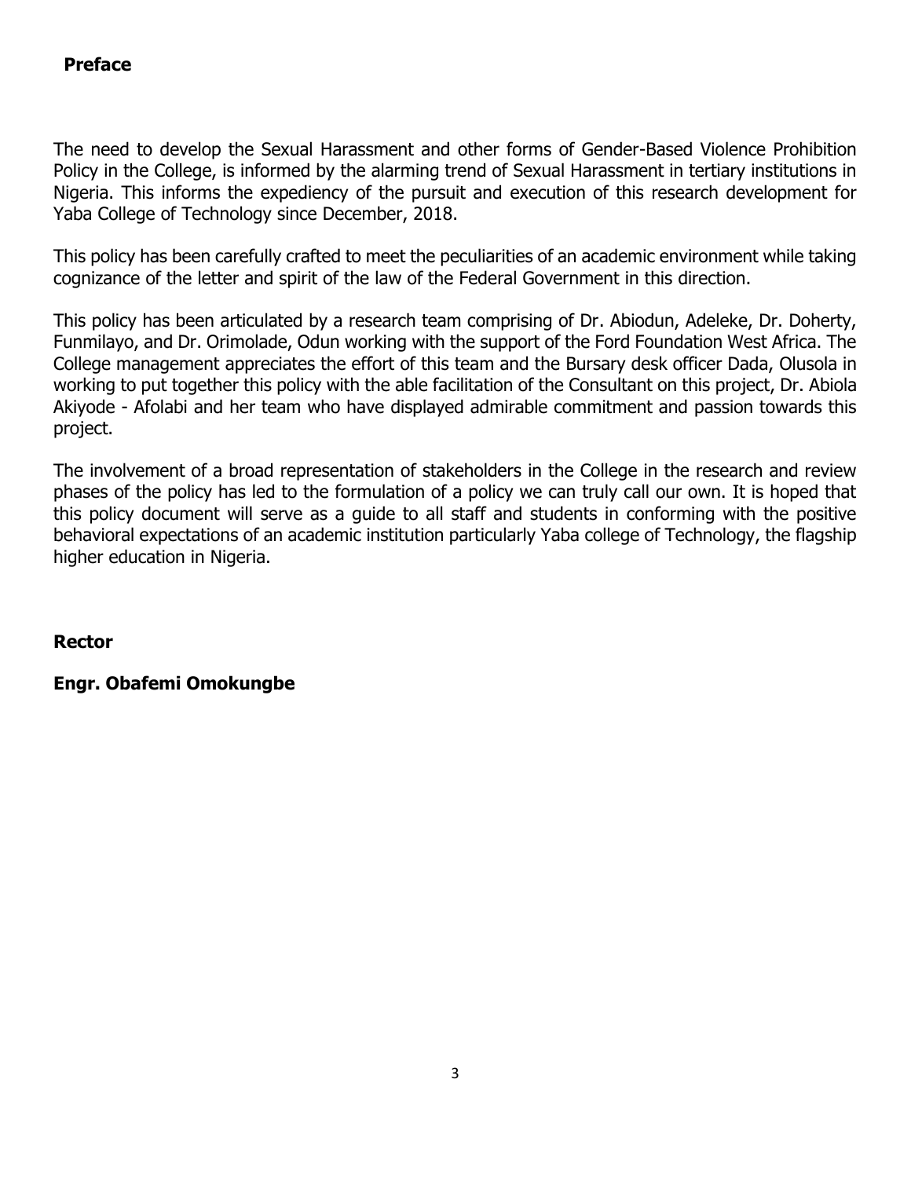## Preface

The need to develop the Sexual Harassment and other forms of Gender-Based Violence Prohibition Policy in the College, is informed by the alarming trend of Sexual Harassment in tertiary institutions in Nigeria. This informs the expediency of the pursuit and execution of this research development for Yaba College of Technology since December, 2018.

This policy has been carefully crafted to meet the peculiarities of an academic environment while taking cognizance of the letter and spirit of the law of the Federal Government in this direction.

This policy has been articulated by a research team comprising of Dr. Abiodun, Adeleke, Dr. Doherty, Funmilayo, and Dr. Orimolade, Odun working with the support of the Ford Foundation West Africa. The College management appreciates the effort of this team and the Bursary desk officer Dada, Olusola in working to put together this policy with the able facilitation of the Consultant on this project, Dr. Abiola Akiyode - Afolabi and her team who have displayed admirable commitment and passion towards this project.

The involvement of a broad representation of stakeholders in the College in the research and review phases of the policy has led to the formulation of a policy we can truly call our own. It is hoped that this policy document will serve as a guide to all staff and students in conforming with the positive behavioral expectations of an academic institution particularly Yaba college of Technology, the flagship higher education in Nigeria.

**Rector**

**Engr. Obafemi Omokungbe**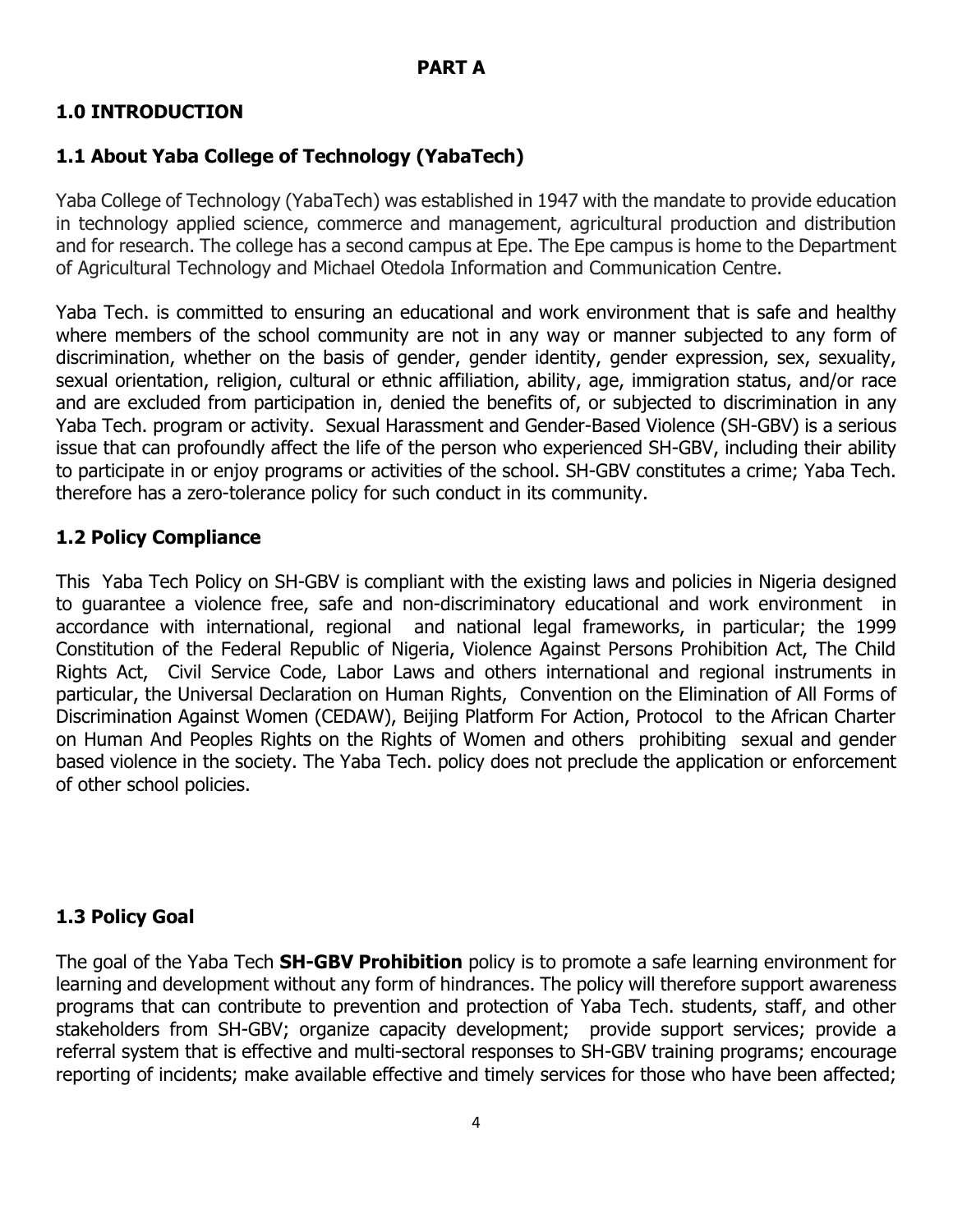**PART A**

## 1.0 INTRODUCTION

### 1.1 About Yaba College of Technology (YabaTech)

Yaba College of Technology (YabaTech) was established in 1947 with the mandate to provide education in technology applied science, commerce and management, agricultural production and distribution and for research. The college has a second campus at Epe. The Epe campus is home to the Department of Agricultural Technology and Michael Otedola Information and Communication Centre.

Yaba Tech. is committed to ensuring an educational and work environment that is safe and healthy where members of the school community are not in any way or manner subjected to any form of discrimination, whether on the basis of gender, gender identity, gender expression, sex, sexuality, sexual orientation, religion, cultural or ethnic affiliation, ability, age, immigration status, and/or race and are excluded from participation in, denied the benefits of, or subjected to discrimination in any Yaba Tech. program or activity. Sexual Harassment and Gender-Based Violence (SH-GBV) is a serious issue that can profoundly affect the life of the person who experienced SH-GBV, including their ability to participate in or enjoy programs or activities of the school. SH-GBV constitutes a crime; Yaba Tech. therefore has a zero-tolerance policy for such conduct in its community.

### 1.2 Policy Compliance

This Yaba Tech Policy on SH-GBV is compliant with the existing laws and policies in Nigeria designed to guarantee a violence free, safe and non-discriminatory educational and work environment in accordance with international, regional and national legal frameworks, in particular; the 1999 Constitution of the Federal Republic of Nigeria, Violence Against Persons Prohibition Act, The Child Rights Act, Civil Service Code, Labor Laws and others international and regional instruments in particular, the Universal Declaration on Human Rights, Convention on the Elimination of All Forms of Discrimination Against Women (CEDAW), Beijing Platform For Action, Protocol to the African Charter on Human And Peoples Rights on the Rights of Women and others prohibiting sexual and gender based violence in the society. The Yaba Tech. policy does not preclude the application or enforcement of other school policies.

### 1.3 Policy Goal

The goal of the Yaba Tech **SH-GBV Prohibition** policy is to promote a safe learning environment for learning and development without any form of hindrances. The policy will therefore support awareness programs that can contribute to prevention and protection of Yaba Tech. students, staff, and other stakeholders from SH-GBV; organize capacity development; provide support services; provide a referral system that is effective and multi-sectoral responses to SH-GBV training programs; encourage reporting of incidents; make available effective and timely services for those who have been affected;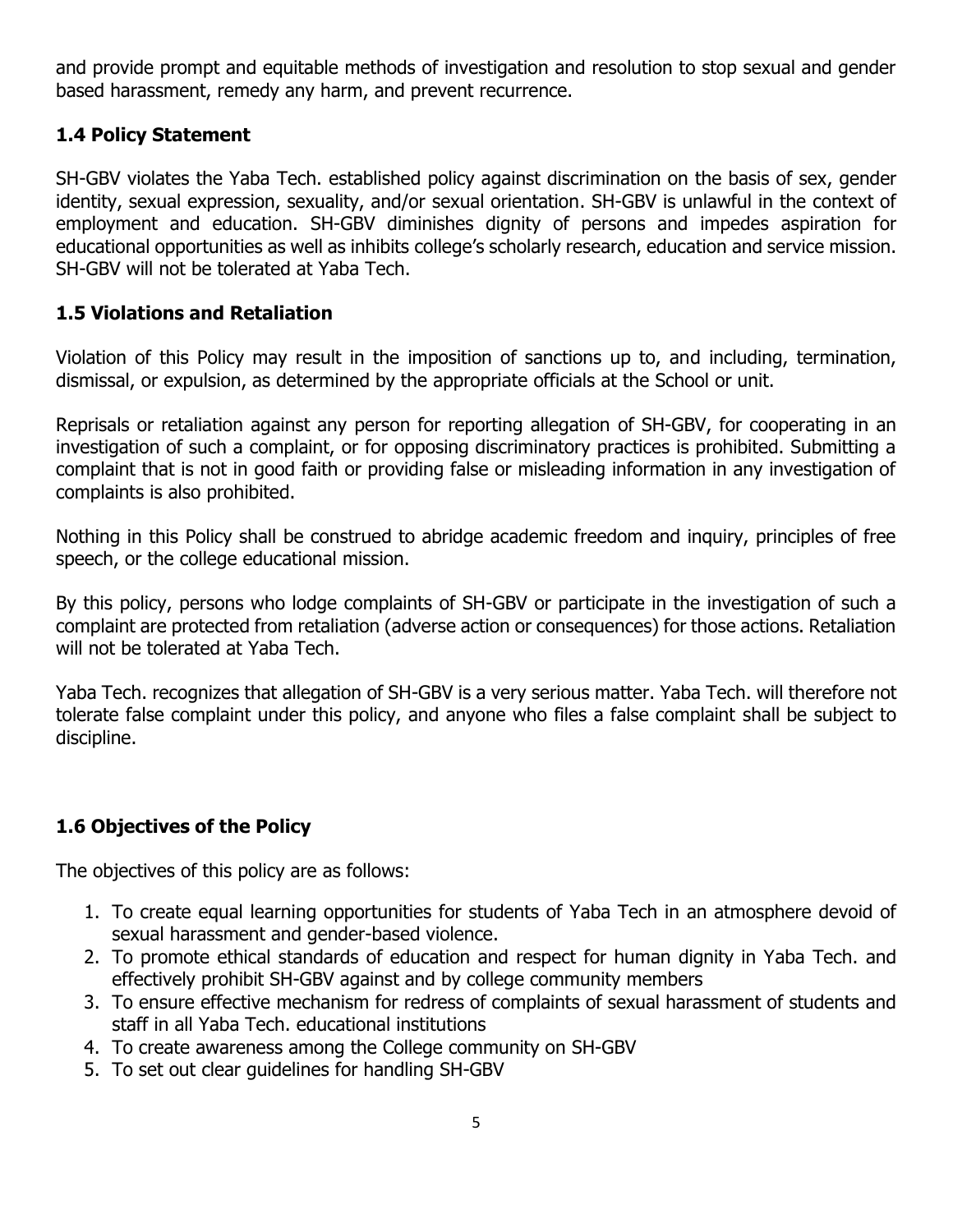and provide prompt and equitable methods of investigation and resolution to stop sexual and gender based harassment, remedy any harm, and prevent recurrence.

### 1.4 Policy Statement

SH-GBV violates the Yaba Tech. established policy against discrimination on the basis of sex, gender identity, sexual expression, sexuality, and/or sexual orientation. SH-GBV is unlawful in the context of employment and education. SH-GBV diminishes dignity of persons and impedes aspiration for educational opportunities as well as inhibits college's scholarly research, education and service mission. SH-GBV will not be tolerated at Yaba Tech.

### 1.5 Violations and Retaliation

Violation of this Policy may result in the imposition of sanctions up to, and including, termination, dismissal, or expulsion, as determined by the appropriate officials at the School or unit.

Reprisals or retaliation against any person for reporting allegation of SH-GBV, for cooperating in an investigation of such a complaint, or for opposing discriminatory practices is prohibited. Submitting a complaint that is not in good faith or providing false or misleading information in any investigation of complaints is also prohibited.

Nothing in this Policy shall be construed to abridge academic freedom and inquiry, principles of free speech, or the college educational mission.

By this policy, persons who lodge complaints of SH-GBV or participate in the investigation of such a complaint are protected from retaliation (adverse action or consequences) for those actions. Retaliation will not be tolerated at Yaba Tech.

Yaba Tech. recognizes that allegation of SH-GBV is a very serious matter. Yaba Tech. will therefore not tolerate false complaint under this policy, and anyone who files a false complaint shall be subject to discipline.

### 1.6 Objectives of the Policy

The objectives of this policy are as follows:

1. To create equal learning opportunities for students of Yaba Tech in an atmosphere devoid of sexual harassment and gender-based violence.
2. To promote ethical standards of education and respect for human dignity in Yaba Tech. and effectively prohibit SH-GBV against and by college community members
3. To ensure effective mechanism for redress of complaints of sexual harassment of students and staff in all Yaba Tech. educational institutions
4. To create awareness among the College community on SH-GBV
5. To set out clear guidelines for handling SH-GBV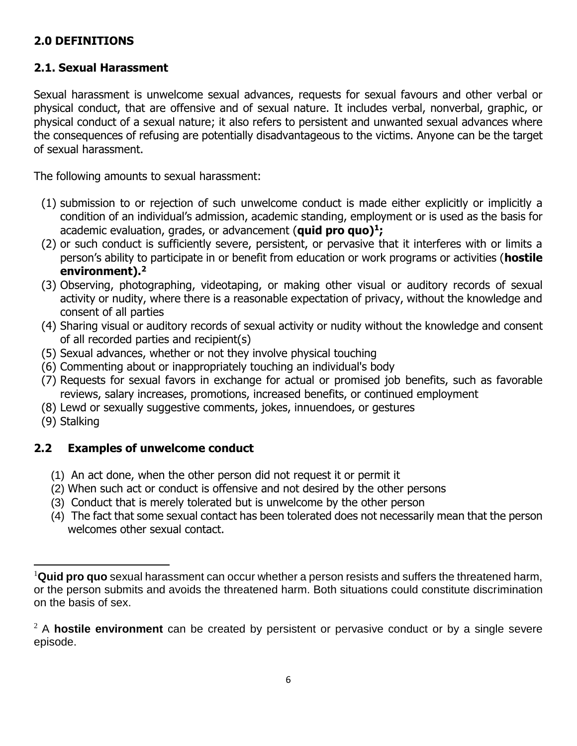## 2.0 DEFINITIONS

### 2.1. Sexual Harassment

Sexual harassment is unwelcome sexual advances, requests for sexual favours and other verbal or physical conduct, that are offensive and of sexual nature. It includes verbal, nonverbal, graphic, or physical conduct of a sexual nature; it also refers to persistent and unwanted sexual advances where the consequences of refusing are potentially disadvantageous to the victims. Anyone can be the target of sexual harassment.

The following amounts to sexual harassment:

(1) submission to or rejection of such unwelcome conduct is made either explicitly or implicitly a condition of an individual's admission, academic standing, employment or is used as the basis for academic evaluation, grades, or advancement (**quid pro quo)[1];**
(2) or such conduct is sufficiently severe, persistent, or pervasive that it interferes with or limits a person's ability to participate in or benefit from education or work programs or activities (**hostile environment).[2]**
(3) Observing, photographing, videotaping, or making other visual or auditory records of sexual activity or nudity, where there is a reasonable expectation of privacy, without the knowledge and consent of all parties
(4) Sharing visual or auditory records of sexual activity or nudity without the knowledge and consent of all recorded parties and recipient(s)
(5) Sexual advances, whether or not they involve physical touching
(6) Commenting about or inappropriately touching an individual's body
(7) Requests for sexual favors in exchange for actual or promised job benefits, such as favorable reviews, salary increases, promotions, increased benefits, or continued employment
(8) Lewd or sexually suggestive comments, jokes, innuendoes, or gestures
(9) Stalking

### 2.2 Examples of unwelcome conduct

(1) An act done, when the other person did not request it or permit it
(2) When such act or conduct is offensive and not desired by the other persons
(3) Conduct that is merely tolerated but is unwelcome by the other person
(4) The fact that some sexual contact has been tolerated does not necessarily mean that the person welcomes other sexual contact.

---

[1] **Quid pro quo** sexual harassment can occur whether a person resists and suffers the threatened harm, or the person submits and avoids the threatened harm. Both situations could constitute discrimination on the basis of sex.

[2] A **hostile environment** can be created by persistent or pervasive conduct or by a single severe episode.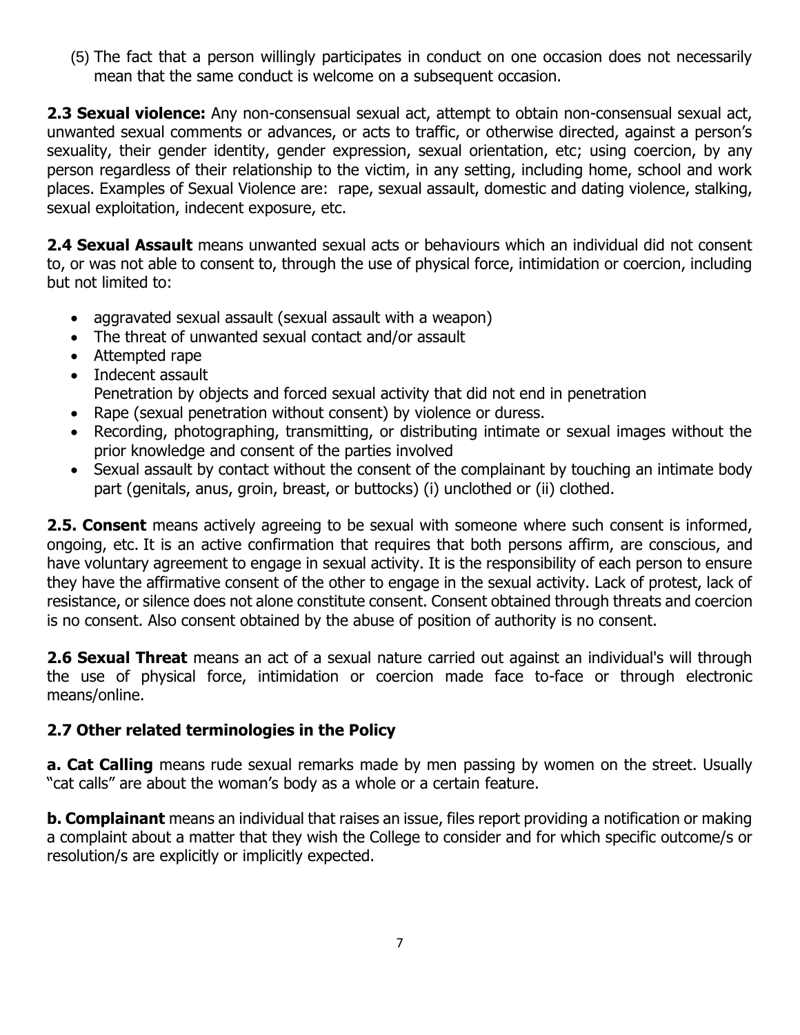(5) The fact that a person willingly participates in conduct on one occasion does not necessarily mean that the same conduct is welcome on a subsequent occasion.

**2.3 Sexual violence:** Any non-consensual sexual act, attempt to obtain non-consensual sexual act, unwanted sexual comments or advances, or acts to traffic, or otherwise directed, against a person's sexuality, their gender identity, gender expression, sexual orientation, etc; using coercion, by any person regardless of their relationship to the victim, in any setting, including home, school and work places. Examples of Sexual Violence are: rape, sexual assault, domestic and dating violence, stalking, sexual exploitation, indecent exposure, etc.

**2.4 Sexual Assault** means unwanted sexual acts or behaviours which an individual did not consent to, or was not able to consent to, through the use of physical force, intimidation or coercion, including but not limited to:

- aggravated sexual assault (sexual assault with a weapon)
- The threat of unwanted sexual contact and/or assault
- Attempted rape
- Indecent assault
  Penetration by objects and forced sexual activity that did not end in penetration
- Rape (sexual penetration without consent) by violence or duress.
- Recording, photographing, transmitting, or distributing intimate or sexual images without the prior knowledge and consent of the parties involved
- Sexual assault by contact without the consent of the complainant by touching an intimate body part (genitals, anus, groin, breast, or buttocks) (i) unclothed or (ii) clothed.

**2.5. Consent** means actively agreeing to be sexual with someone where such consent is informed, ongoing, etc. It is an active confirmation that requires that both persons affirm, are conscious, and have voluntary agreement to engage in sexual activity. It is the responsibility of each person to ensure they have the affirmative consent of the other to engage in the sexual activity. Lack of protest, lack of resistance, or silence does not alone constitute consent. Consent obtained through threats and coercion is no consent. Also consent obtained by the abuse of position of authority is no consent.

**2.6 Sexual Threat** means an act of a sexual nature carried out against an individual's will through the use of physical force, intimidation or coercion made face to-face or through electronic means/online.

## 2.7 Other related terminologies in the Policy

**a. Cat Calling** means rude sexual remarks made by men passing by women on the street. Usually "cat calls" are about the woman's body as a whole or a certain feature.

**b. Complainant** means an individual that raises an issue, files report providing a notification or making a complaint about a matter that they wish the College to consider and for which specific outcome/s or resolution/s are explicitly or implicitly expected.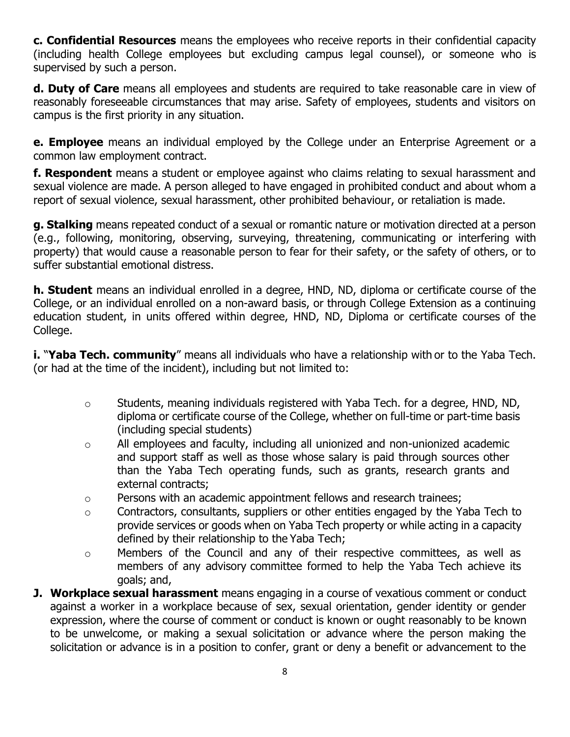**c. Confidential Resources** means the employees who receive reports in their confidential capacity (including health College employees but excluding campus legal counsel), or someone who is supervised by such a person.

**d. Duty of Care** means all employees and students are required to take reasonable care in view of reasonably foreseeable circumstances that may arise. Safety of employees, students and visitors on campus is the first priority in any situation.

**e. Employee** means an individual employed by the College under an Enterprise Agreement or a common law employment contract.

**f. Respondent** means a student or employee against who claims relating to sexual harassment and sexual violence are made. A person alleged to have engaged in prohibited conduct and about whom a report of sexual violence, sexual harassment, other prohibited behaviour, or retaliation is made.

**g. Stalking** means repeated conduct of a sexual or romantic nature or motivation directed at a person (e.g., following, monitoring, observing, surveying, threatening, communicating or interfering with property) that would cause a reasonable person to fear for their safety, or the safety of others, or to suffer substantial emotional distress.

**h. Student** means an individual enrolled in a degree, HND, ND, diploma or certificate course of the College, or an individual enrolled on a non-award basis, or through College Extension as a continuing education student, in units offered within degree, HND, ND, Diploma or certificate courses of the College.

**i.** "**Yaba Tech. community**" means all individuals who have a relationship with or to the Yaba Tech. (or had at the time of the incident), including but not limited to:

- Students, meaning individuals registered with Yaba Tech. for a degree, HND, ND, diploma or certificate course of the College, whether on full-time or part-time basis (including special students)
- All employees and faculty, including all unionized and non-unionized academic and support staff as well as those whose salary is paid through sources other than the Yaba Tech operating funds, such as grants, research grants and external contracts;
- Persons with an academic appointment fellows and research trainees;
- Contractors, consultants, suppliers or other entities engaged by the Yaba Tech to provide services or goods when on Yaba Tech property or while acting in a capacity defined by their relationship to the Yaba Tech;
- Members of the Council and any of their respective committees, as well as members of any advisory committee formed to help the Yaba Tech achieve its goals; and,

**J. Workplace sexual harassment** means engaging in a course of vexatious comment or conduct against a worker in a workplace because of sex, sexual orientation, gender identity or gender expression, where the course of comment or conduct is known or ought reasonably to be known to be unwelcome, or making a sexual solicitation or advance where the person making the solicitation or advance is in a position to confer, grant or deny a benefit or advancement to the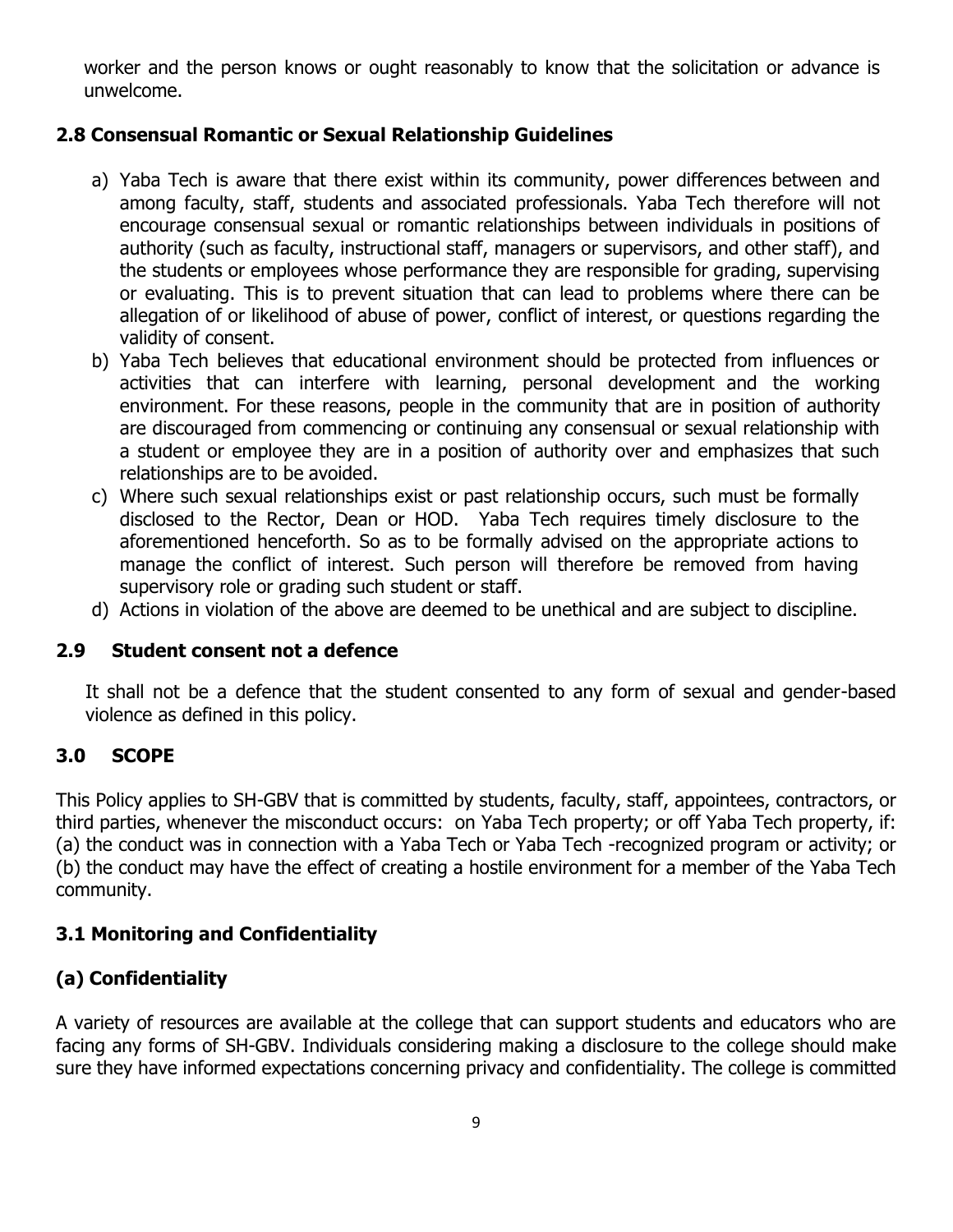worker and the person knows or ought reasonably to know that the solicitation or advance is unwelcome.

### 2.8 Consensual Romantic or Sexual Relationship Guidelines

a) Yaba Tech is aware that there exist within its community, power differences between and among faculty, staff, students and associated professionals. Yaba Tech therefore will not encourage consensual sexual or romantic relationships between individuals in positions of authority (such as faculty, instructional staff, managers or supervisors, and other staff), and the students or employees whose performance they are responsible for grading, supervising or evaluating. This is to prevent situation that can lead to problems where there can be allegation of or likelihood of abuse of power, conflict of interest, or questions regarding the validity of consent.

b) Yaba Tech believes that educational environment should be protected from influences or activities that can interfere with learning, personal development and the working environment. For these reasons, people in the community that are in position of authority are discouraged from commencing or continuing any consensual or sexual relationship with a student or employee they are in a position of authority over and emphasizes that such relationships are to be avoided.

c) Where such sexual relationships exist or past relationship occurs, such must be formally disclosed to the Rector, Dean or HOD. Yaba Tech requires timely disclosure to the aforementioned henceforth. So as to be formally advised on the appropriate actions to manage the conflict of interest. Such person will therefore be removed from having supervisory role or grading such student or staff.

d) Actions in violation of the above are deemed to be unethical and are subject to discipline.

### 2.9 Student consent not a defence

It shall not be a defence that the student consented to any form of sexual and gender-based violence as defined in this policy.

## 3.0 SCOPE

This Policy applies to SH-GBV that is committed by students, faculty, staff, appointees, contractors, or third parties, whenever the misconduct occurs: on Yaba Tech property; or off Yaba Tech property, if: (a) the conduct was in connection with a Yaba Tech or Yaba Tech -recognized program or activity; or (b) the conduct may have the effect of creating a hostile environment for a member of the Yaba Tech community.

### 3.1 Monitoring and Confidentiality

### (a) Confidentiality

A variety of resources are available at the college that can support students and educators who are facing any forms of SH-GBV. Individuals considering making a disclosure to the college should make sure they have informed expectations concerning privacy and confidentiality. The college is committed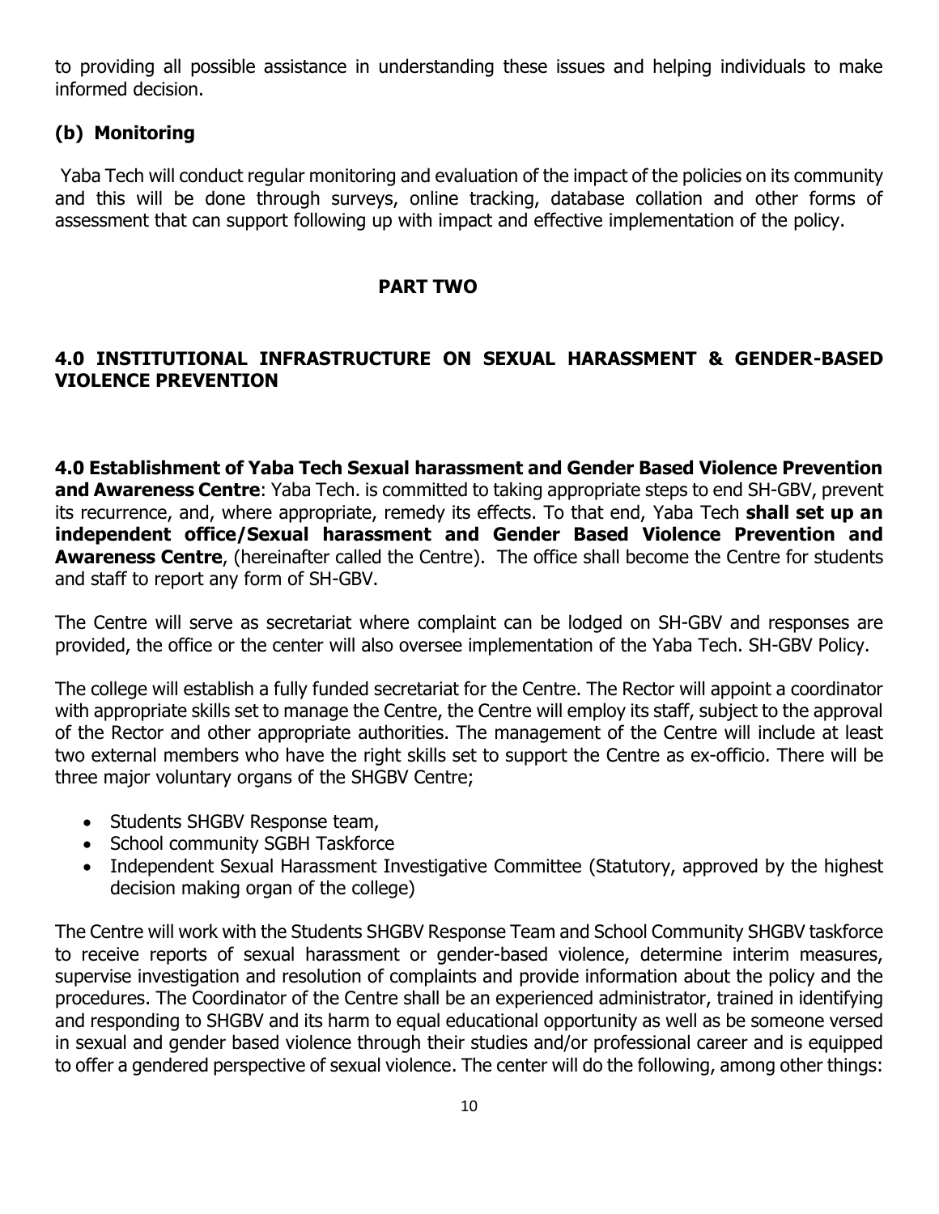to providing all possible assistance in understanding these issues and helping individuals to make informed decision.

### (b) Monitoring

Yaba Tech will conduct regular monitoring and evaluation of the impact of the policies on its community and this will be done through surveys, online tracking, database collation and other forms of assessment that can support following up with impact and effective implementation of the policy.

## PART TWO

## 4.0 INSTITUTIONAL INFRASTRUCTURE ON SEXUAL HARASSMENT & GENDER-BASED VIOLENCE PREVENTION

**4.0 Establishment of Yaba Tech Sexual harassment and Gender Based Violence Prevention and Awareness Centre**: Yaba Tech. is committed to taking appropriate steps to end SH-GBV, prevent its recurrence, and, where appropriate, remedy its effects. To that end, Yaba Tech **shall set up an independent office/Sexual harassment and Gender Based Violence Prevention and Awareness Centre**, (hereinafter called the Centre). The office shall become the Centre for students and staff to report any form of SH-GBV.

The Centre will serve as secretariat where complaint can be lodged on SH-GBV and responses are provided, the office or the center will also oversee implementation of the Yaba Tech. SH-GBV Policy.

The college will establish a fully funded secretariat for the Centre. The Rector will appoint a coordinator with appropriate skills set to manage the Centre, the Centre will employ its staff, subject to the approval of the Rector and other appropriate authorities. The management of the Centre will include at least two external members who have the right skills set to support the Centre as ex-officio. There will be three major voluntary organs of the SHGBV Centre;

- Students SHGBV Response team,
- School community SGBH Taskforce
- Independent Sexual Harassment Investigative Committee (Statutory, approved by the highest decision making organ of the college)

The Centre will work with the Students SHGBV Response Team and School Community SHGBV taskforce to receive reports of sexual harassment or gender-based violence, determine interim measures, supervise investigation and resolution of complaints and provide information about the policy and the procedures. The Coordinator of the Centre shall be an experienced administrator, trained in identifying and responding to SHGBV and its harm to equal educational opportunity as well as be someone versed in sexual and gender based violence through their studies and/or professional career and is equipped to offer a gendered perspective of sexual violence. The center will do the following, among other things: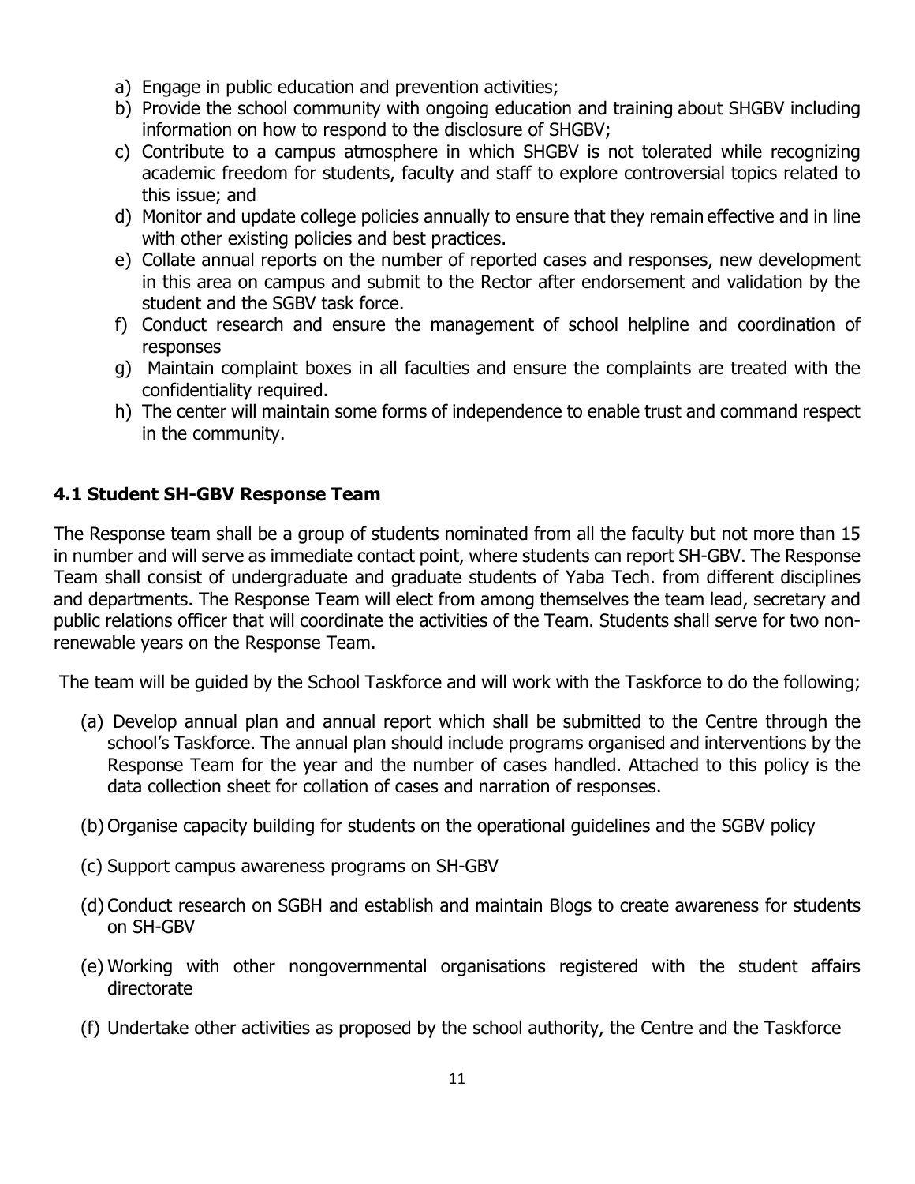a) Engage in public education and prevention activities;
b) Provide the school community with ongoing education and training about SHGBV including information on how to respond to the disclosure of SHGBV;
c) Contribute to a campus atmosphere in which SHGBV is not tolerated while recognizing academic freedom for students, faculty and staff to explore controversial topics related to this issue; and
d) Monitor and update college policies annually to ensure that they remain effective and in line with other existing policies and best practices.
e) Collate annual reports on the number of reported cases and responses, new development in this area on campus and submit to the Rector after endorsement and validation by the student and the SGBV task force.
f) Conduct research and ensure the management of school helpline and coordination of responses
g) Maintain complaint boxes in all faculties and ensure the complaints are treated with the confidentiality required.
h) The center will maintain some forms of independence to enable trust and command respect in the community.

### 4.1 Student SH-GBV Response Team

The Response team shall be a group of students nominated from all the faculty but not more than 15 in number and will serve as immediate contact point, where students can report SH-GBV. The Response Team shall consist of undergraduate and graduate students of Yaba Tech. from different disciplines and departments. The Response Team will elect from among themselves the team lead, secretary and public relations officer that will coordinate the activities of the Team. Students shall serve for two non-renewable years on the Response Team.

The team will be guided by the School Taskforce and will work with the Taskforce to do the following;

(a) Develop annual plan and annual report which shall be submitted to the Centre through the school's Taskforce. The annual plan should include programs organised and interventions by the Response Team for the year and the number of cases handled. Attached to this policy is the data collection sheet for collation of cases and narration of responses.

(b) Organise capacity building for students on the operational guidelines and the SGBV policy

(c) Support campus awareness programs on SH-GBV

(d) Conduct research on SGBH and establish and maintain Blogs to create awareness for students on SH-GBV

(e) Working with other nongovernmental organisations registered with the student affairs directorate

(f) Undertake other activities as proposed by the school authority, the Centre and the Taskforce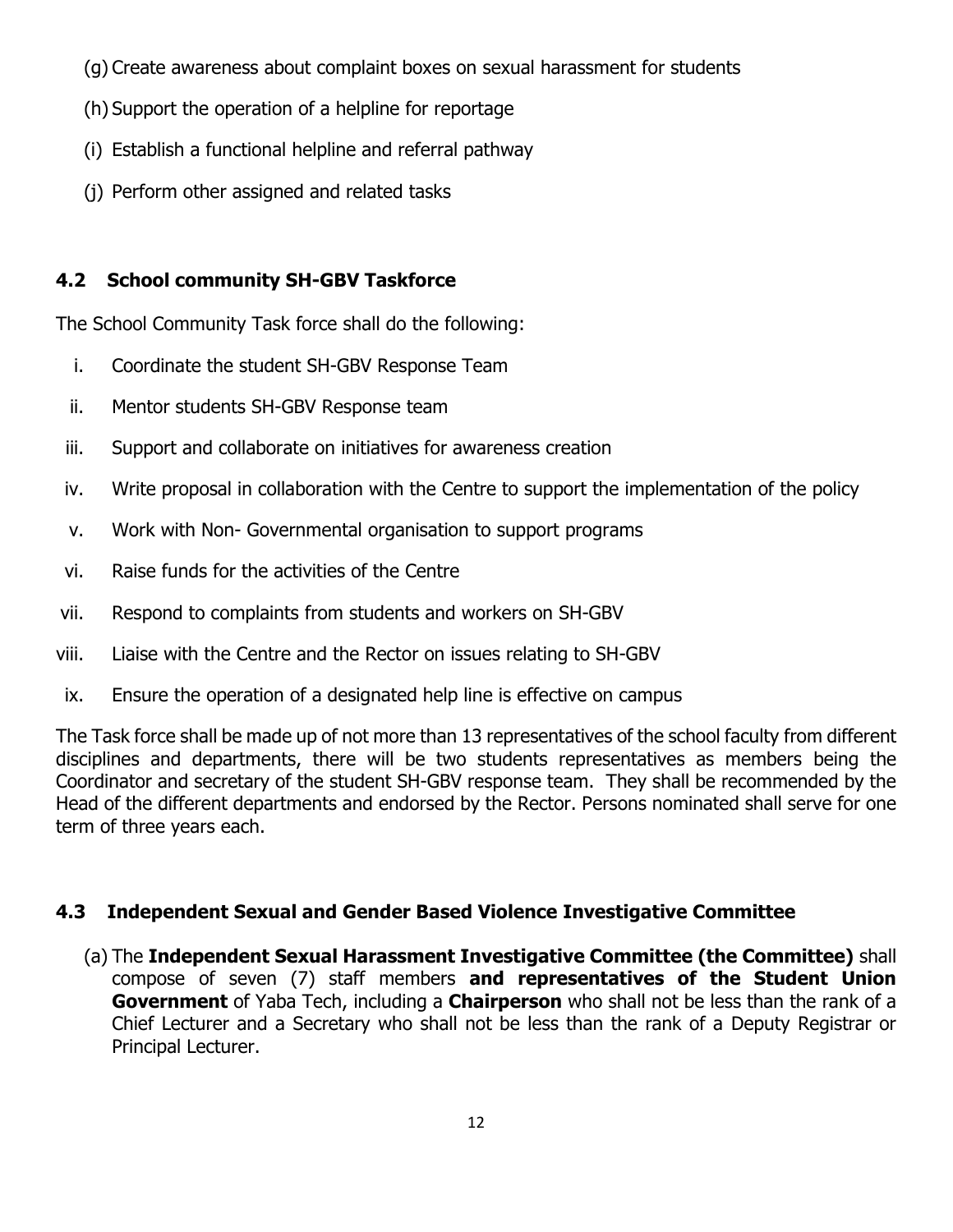(g) Create awareness about complaint boxes on sexual harassment for students

(h) Support the operation of a helpline for reportage

(i) Establish a functional helpline and referral pathway

(j) Perform other assigned and related tasks

## 4.2 School community SH-GBV Taskforce

The School Community Task force shall do the following:

i. Coordinate the student SH-GBV Response Team
ii. Mentor students SH-GBV Response team
iii. Support and collaborate on initiatives for awareness creation
iv. Write proposal in collaboration with the Centre to support the implementation of the policy
v. Work with Non- Governmental organisation to support programs
vi. Raise funds for the activities of the Centre
vii. Respond to complaints from students and workers on SH-GBV
viii. Liaise with the Centre and the Rector on issues relating to SH-GBV
ix. Ensure the operation of a designated help line is effective on campus

The Task force shall be made up of not more than 13 representatives of the school faculty from different disciplines and departments, there will be two students representatives as members being the Coordinator and secretary of the student SH-GBV response team. They shall be recommended by the Head of the different departments and endorsed by the Rector. Persons nominated shall serve for one term of three years each.

## 4.3 Independent Sexual and Gender Based Violence Investigative Committee

(a) The **Independent Sexual Harassment Investigative Committee (the Committee)** shall compose of seven (7) staff members **and representatives of the Student Union Government** of Yaba Tech, including a **Chairperson** who shall not be less than the rank of a Chief Lecturer and a Secretary who shall not be less than the rank of a Deputy Registrar or Principal Lecturer.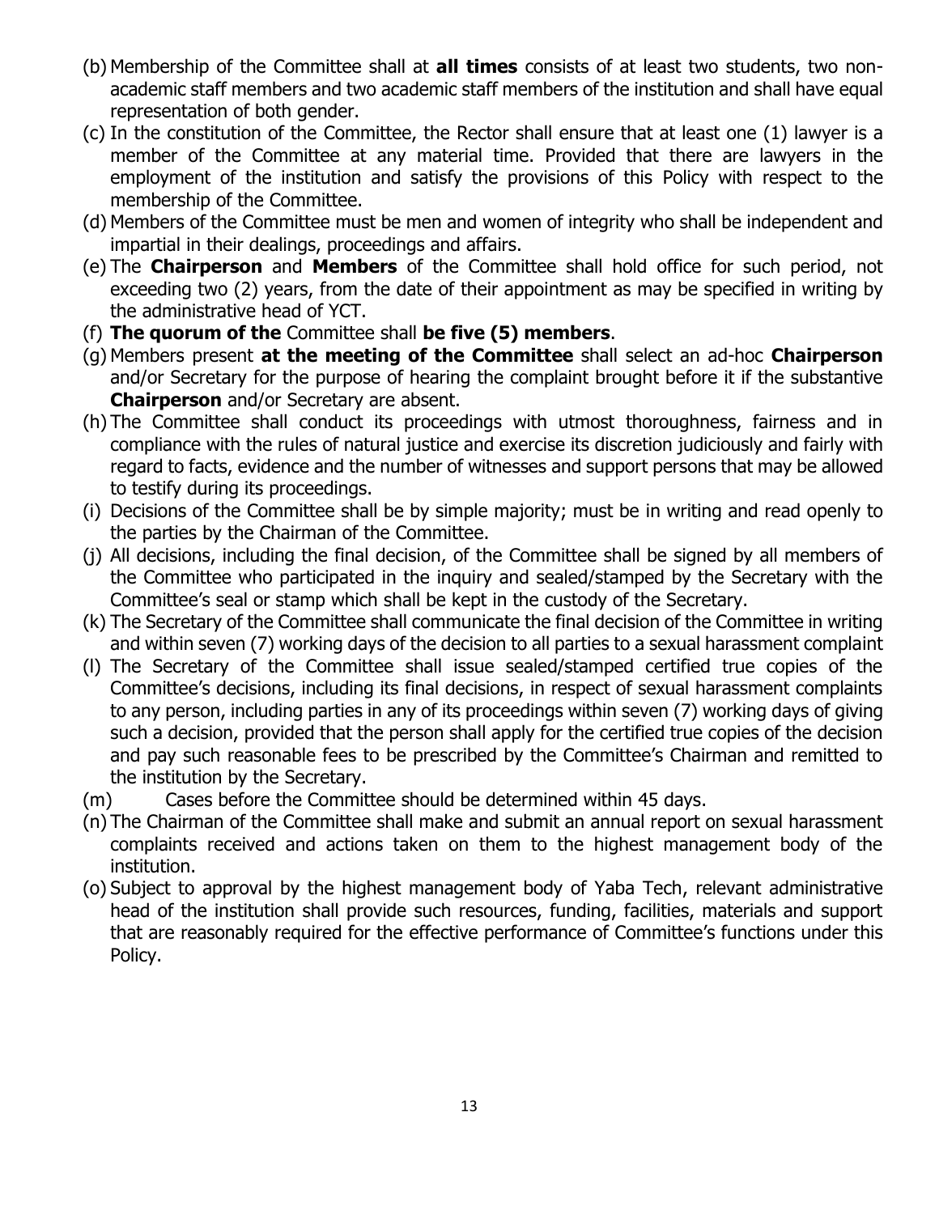(b) Membership of the Committee shall at **all times** consists of at least two students, two non-academic staff members and two academic staff members of the institution and shall have equal representation of both gender.

(c) In the constitution of the Committee, the Rector shall ensure that at least one (1) lawyer is a member of the Committee at any material time. Provided that there are lawyers in the employment of the institution and satisfy the provisions of this Policy with respect to the membership of the Committee.

(d) Members of the Committee must be men and women of integrity who shall be independent and impartial in their dealings, proceedings and affairs.

(e) The **Chairperson** and **Members** of the Committee shall hold office for such period, not exceeding two (2) years, from the date of their appointment as may be specified in writing by the administrative head of YCT.

(f) **The quorum of the** Committee shall **be five (5) members**.

(g) Members present **at the meeting of the Committee** shall select an ad-hoc **Chairperson** and/or Secretary for the purpose of hearing the complaint brought before it if the substantive **Chairperson** and/or Secretary are absent.

(h) The Committee shall conduct its proceedings with utmost thoroughness, fairness and in compliance with the rules of natural justice and exercise its discretion judiciously and fairly with regard to facts, evidence and the number of witnesses and support persons that may be allowed to testify during its proceedings.

(i) Decisions of the Committee shall be by simple majority; must be in writing and read openly to the parties by the Chairman of the Committee.

(j) All decisions, including the final decision, of the Committee shall be signed by all members of the Committee who participated in the inquiry and sealed/stamped by the Secretary with the Committee's seal or stamp which shall be kept in the custody of the Secretary.

(k) The Secretary of the Committee shall communicate the final decision of the Committee in writing and within seven (7) working days of the decision to all parties to a sexual harassment complaint

(l) The Secretary of the Committee shall issue sealed/stamped certified true copies of the Committee's decisions, including its final decisions, in respect of sexual harassment complaints to any person, including parties in any of its proceedings within seven (7) working days of giving such a decision, provided that the person shall apply for the certified true copies of the decision and pay such reasonable fees to be prescribed by the Committee's Chairman and remitted to the institution by the Secretary.

(m) Cases before the Committee should be determined within 45 days.

(n) The Chairman of the Committee shall make and submit an annual report on sexual harassment complaints received and actions taken on them to the highest management body of the institution.

(o) Subject to approval by the highest management body of Yaba Tech, relevant administrative head of the institution shall provide such resources, funding, facilities, materials and support that are reasonably required for the effective performance of Committee's functions under this Policy.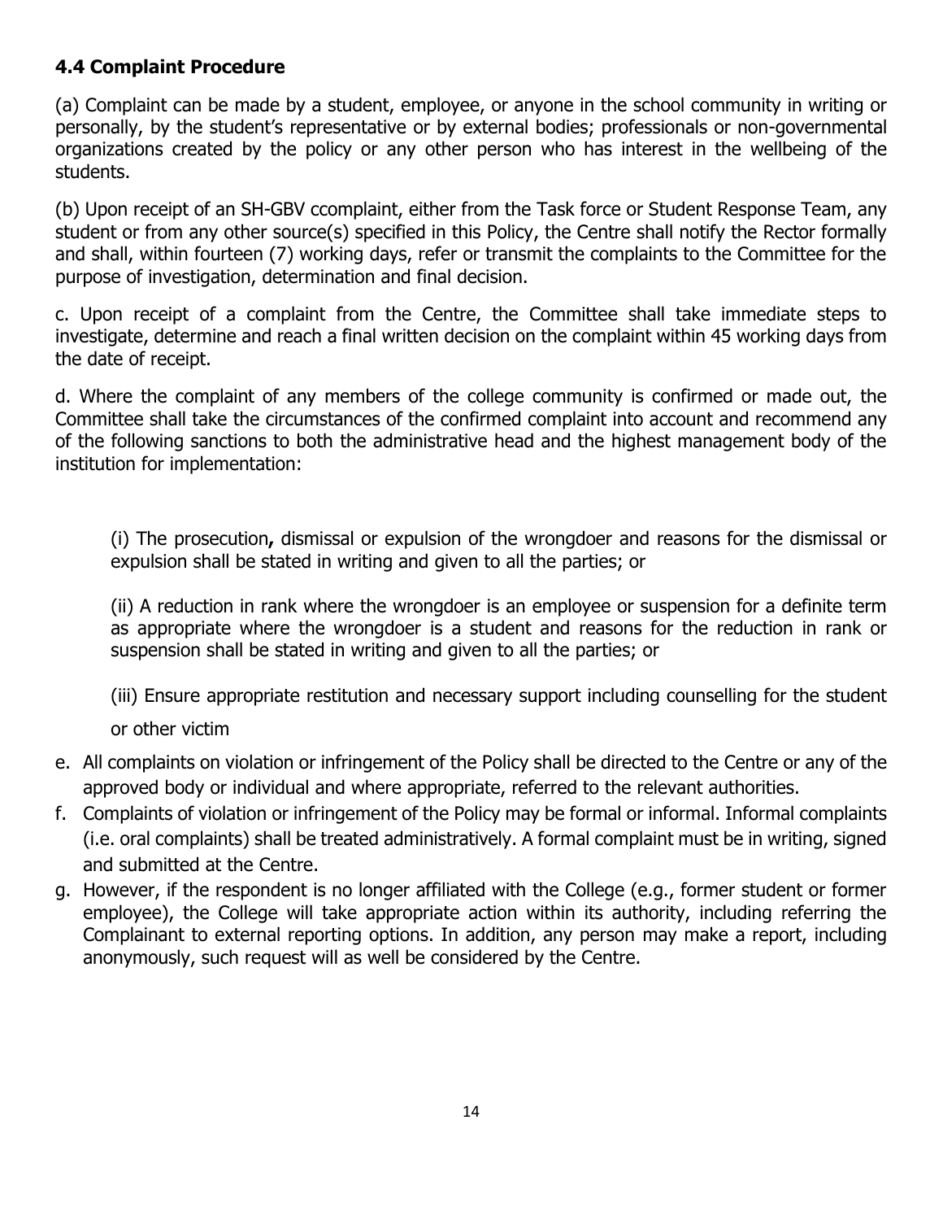### 4.4 Complaint Procedure

(a) Complaint can be made by a student, employee, or anyone in the school community in writing or personally, by the student's representative or by external bodies; professionals or non-governmental organizations created by the policy or any other person who has interest in the wellbeing of the students.

(b) Upon receipt of an SH-GBV ccomplaint, either from the Task force or Student Response Team, any student or from any other source(s) specified in this Policy, the Centre shall notify the Rector formally and shall, within fourteen (7) working days, refer or transmit the complaints to the Committee for the purpose of investigation, determination and final decision.

c. Upon receipt of a complaint from the Centre, the Committee shall take immediate steps to investigate, determine and reach a final written decision on the complaint within 45 working days from the date of receipt.

d. Where the complaint of any members of the college community is confirmed or made out, the Committee shall take the circumstances of the confirmed complaint into account and recommend any of the following sanctions to both the administrative head and the highest management body of the institution for implementation:

(i) The prosecution**,** dismissal or expulsion of the wrongdoer and reasons for the dismissal or expulsion shall be stated in writing and given to all the parties; or

(ii) A reduction in rank where the wrongdoer is an employee or suspension for a definite term as appropriate where the wrongdoer is a student and reasons for the reduction in rank or suspension shall be stated in writing and given to all the parties; or

(iii) Ensure appropriate restitution and necessary support including counselling for the student or other victim

e. All complaints on violation or infringement of the Policy shall be directed to the Centre or any of the approved body or individual and where appropriate, referred to the relevant authorities.

f. Complaints of violation or infringement of the Policy may be formal or informal. Informal complaints (i.e. oral complaints) shall be treated administratively. A formal complaint must be in writing, signed and submitted at the Centre.

g. However, if the respondent is no longer affiliated with the College (e.g., former student or former employee), the College will take appropriate action within its authority, including referring the Complainant to external reporting options. In addition, any person may make a report, including anonymously, such request will as well be considered by the Centre.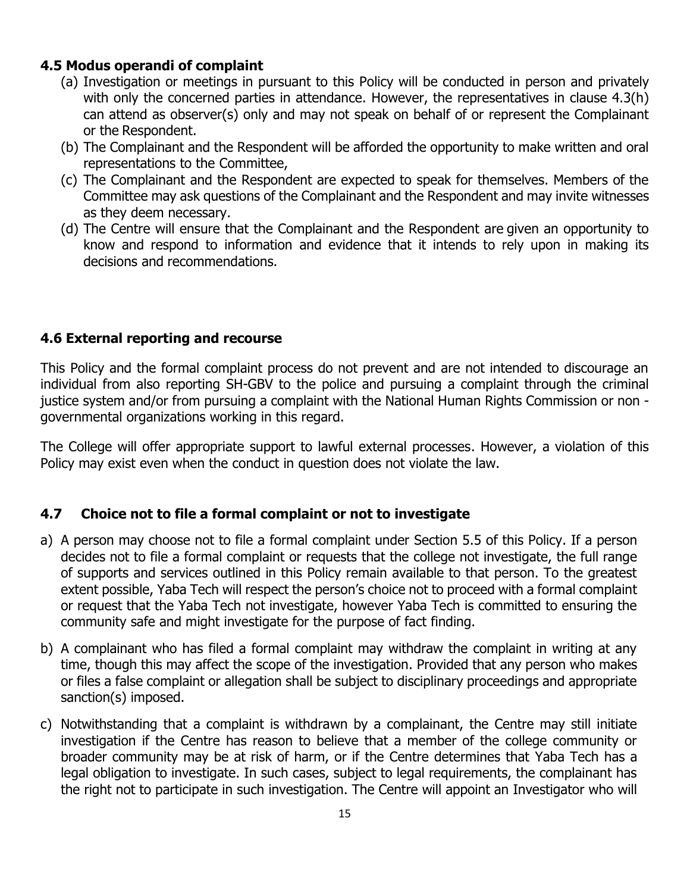### 4.5 Modus operandi of complaint

(a) Investigation or meetings in pursuant to this Policy will be conducted in person and privately with only the concerned parties in attendance. However, the representatives in clause 4.3(h) can attend as observer(s) only and may not speak on behalf of or represent the Complainant or the Respondent.

(b) The Complainant and the Respondent will be afforded the opportunity to make written and oral representations to the Committee,

(c) The Complainant and the Respondent are expected to speak for themselves. Members of the Committee may ask questions of the Complainant and the Respondent and may invite witnesses as they deem necessary.

(d) The Centre will ensure that the Complainant and the Respondent are given an opportunity to know and respond to information and evidence that it intends to rely upon in making its decisions and recommendations.

### 4.6 External reporting and recourse

This Policy and the formal complaint process do not prevent and are not intended to discourage an individual from also reporting SH-GBV to the police and pursuing a complaint through the criminal justice system and/or from pursuing a complaint with the National Human Rights Commission or non - governmental organizations working in this regard.

The College will offer appropriate support to lawful external processes. However, a violation of this Policy may exist even when the conduct in question does not violate the law.

### 4.7 Choice not to file a formal complaint or not to investigate

a) A person may choose not to file a formal complaint under Section 5.5 of this Policy. If a person decides not to file a formal complaint or requests that the college not investigate, the full range of supports and services outlined in this Policy remain available to that person. To the greatest extent possible, Yaba Tech will respect the person's choice not to proceed with a formal complaint or request that the Yaba Tech not investigate, however Yaba Tech is committed to ensuring the community safe and might investigate for the purpose of fact finding.

b) A complainant who has filed a formal complaint may withdraw the complaint in writing at any time, though this may affect the scope of the investigation. Provided that any person who makes or files a false complaint or allegation shall be subject to disciplinary proceedings and appropriate sanction(s) imposed.

c) Notwithstanding that a complaint is withdrawn by a complainant, the Centre may still initiate investigation if the Centre has reason to believe that a member of the college community or broader community may be at risk of harm, or if the Centre determines that Yaba Tech has a legal obligation to investigate. In such cases, subject to legal requirements, the complainant has the right not to participate in such investigation. The Centre will appoint an Investigator who will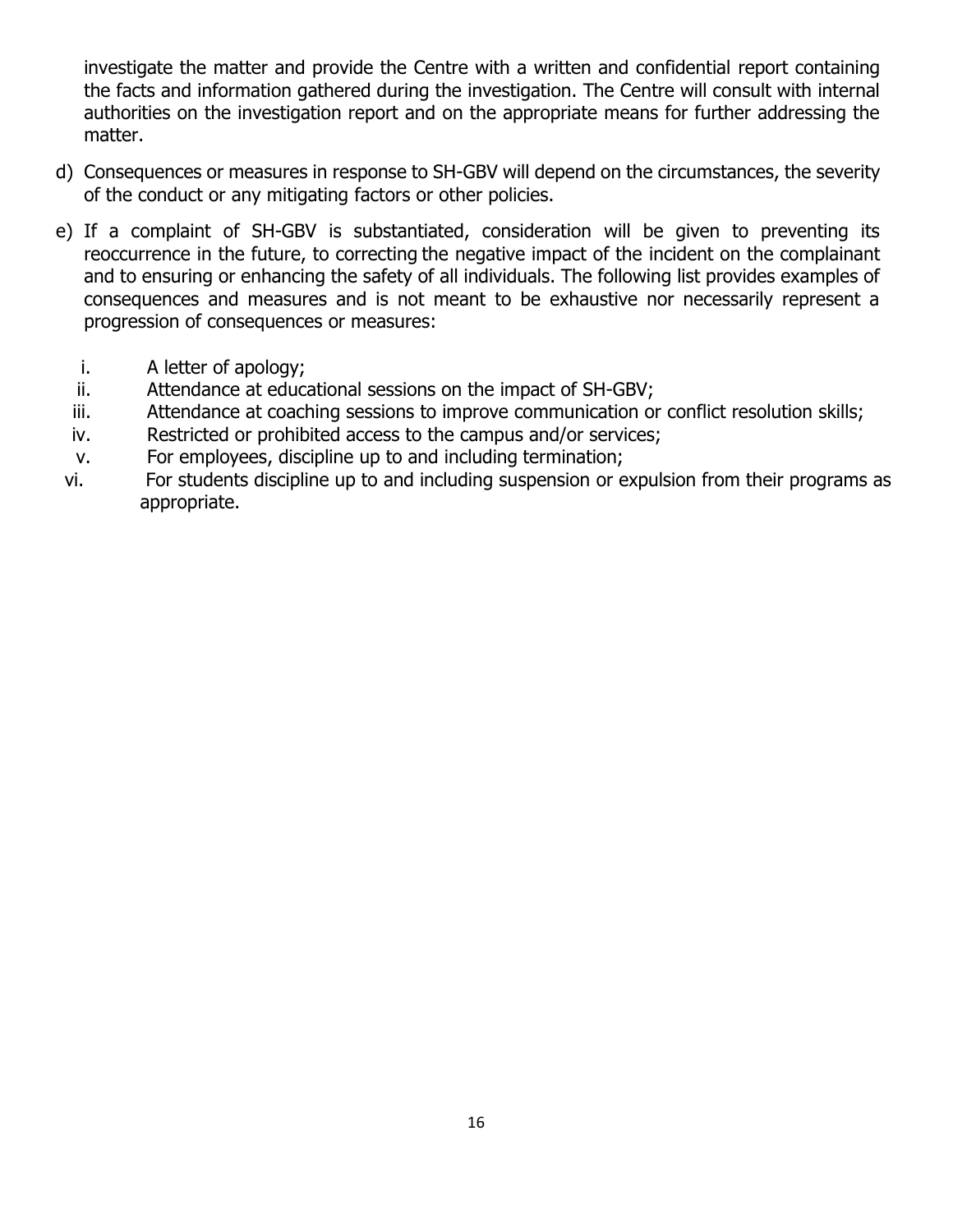investigate the matter and provide the Centre with a written and confidential report containing the facts and information gathered during the investigation. The Centre will consult with internal authorities on the investigation report and on the appropriate means for further addressing the matter.

d) Consequences or measures in response to SH-GBV will depend on the circumstances, the severity of the conduct or any mitigating factors or other policies.

e) If a complaint of SH-GBV is substantiated, consideration will be given to preventing its reoccurrence in the future, to correcting the negative impact of the incident on the complainant and to ensuring or enhancing the safety of all individuals. The following list provides examples of consequences and measures and is not meant to be exhaustive nor necessarily represent a progression of consequences or measures:

   i. A letter of apology;
   ii. Attendance at educational sessions on the impact of SH-GBV;
   iii. Attendance at coaching sessions to improve communication or conflict resolution skills;
   iv. Restricted or prohibited access to the campus and/or services;
   v. For employees, discipline up to and including termination;
   vi. For students discipline up to and including suspension or expulsion from their programs as appropriate.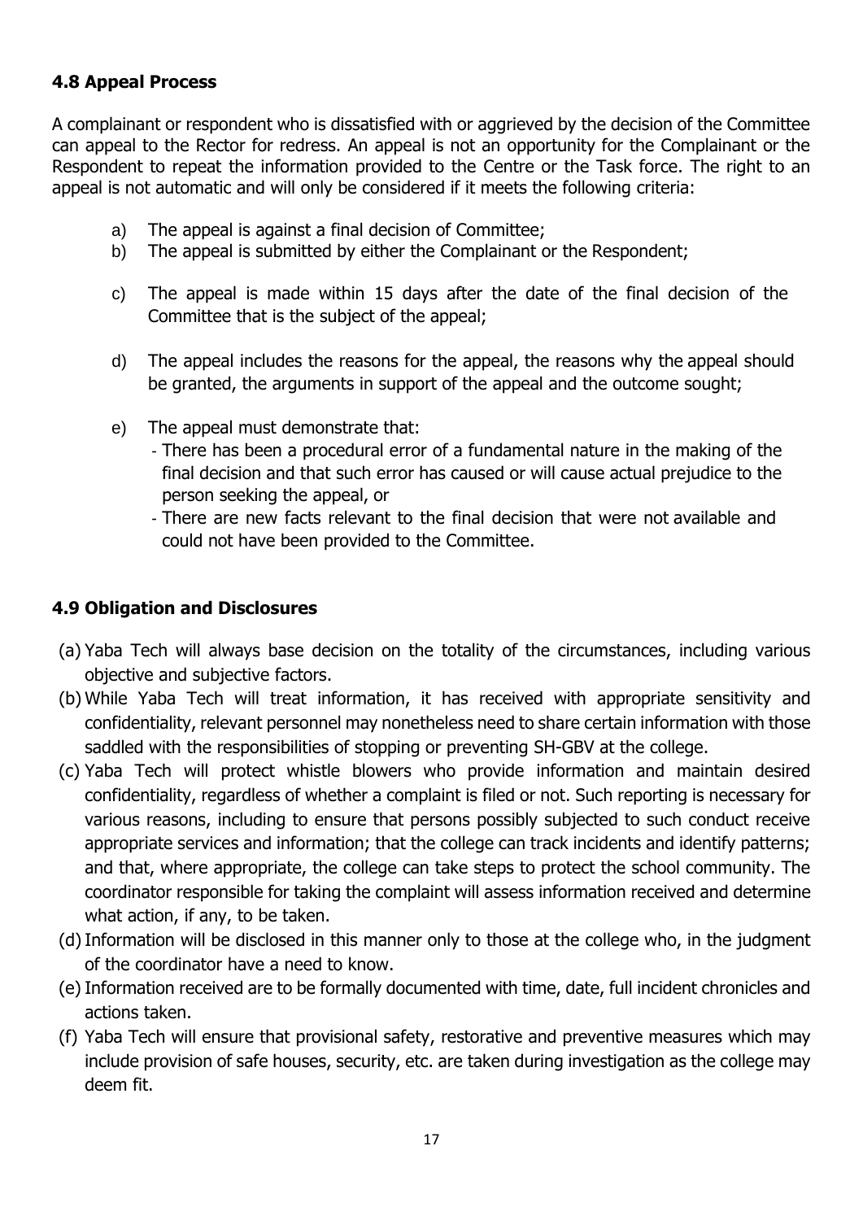### 4.8 Appeal Process

A complainant or respondent who is dissatisfied with or aggrieved by the decision of the Committee can appeal to the Rector for redress. An appeal is not an opportunity for the Complainant or the Respondent to repeat the information provided to the Centre or the Task force. The right to an appeal is not automatic and will only be considered if it meets the following criteria:

a) The appeal is against a final decision of Committee;
b) The appeal is submitted by either the Complainant or the Respondent;
c) The appeal is made within 15 days after the date of the final decision of the Committee that is the subject of the appeal;
d) The appeal includes the reasons for the appeal, the reasons why the appeal should be granted, the arguments in support of the appeal and the outcome sought;
e) The appeal must demonstrate that:
   - There has been a procedural error of a fundamental nature in the making of the final decision and that such error has caused or will cause actual prejudice to the person seeking the appeal, or
   - There are new facts relevant to the final decision that were not available and could not have been provided to the Committee.

### 4.9 Obligation and Disclosures

(a) Yaba Tech will always base decision on the totality of the circumstances, including various objective and subjective factors.
(b) While Yaba Tech will treat information, it has received with appropriate sensitivity and confidentiality, relevant personnel may nonetheless need to share certain information with those saddled with the responsibilities of stopping or preventing SH-GBV at the college.
(c) Yaba Tech will protect whistle blowers who provide information and maintain desired confidentiality, regardless of whether a complaint is filed or not. Such reporting is necessary for various reasons, including to ensure that persons possibly subjected to such conduct receive appropriate services and information; that the college can track incidents and identify patterns; and that, where appropriate, the college can take steps to protect the school community. The coordinator responsible for taking the complaint will assess information received and determine what action, if any, to be taken.
(d) Information will be disclosed in this manner only to those at the college who, in the judgment of the coordinator have a need to know.
(e) Information received are to be formally documented with time, date, full incident chronicles and actions taken.
(f) Yaba Tech will ensure that provisional safety, restorative and preventive measures which may include provision of safe houses, security, etc. are taken during investigation as the college may deem fit.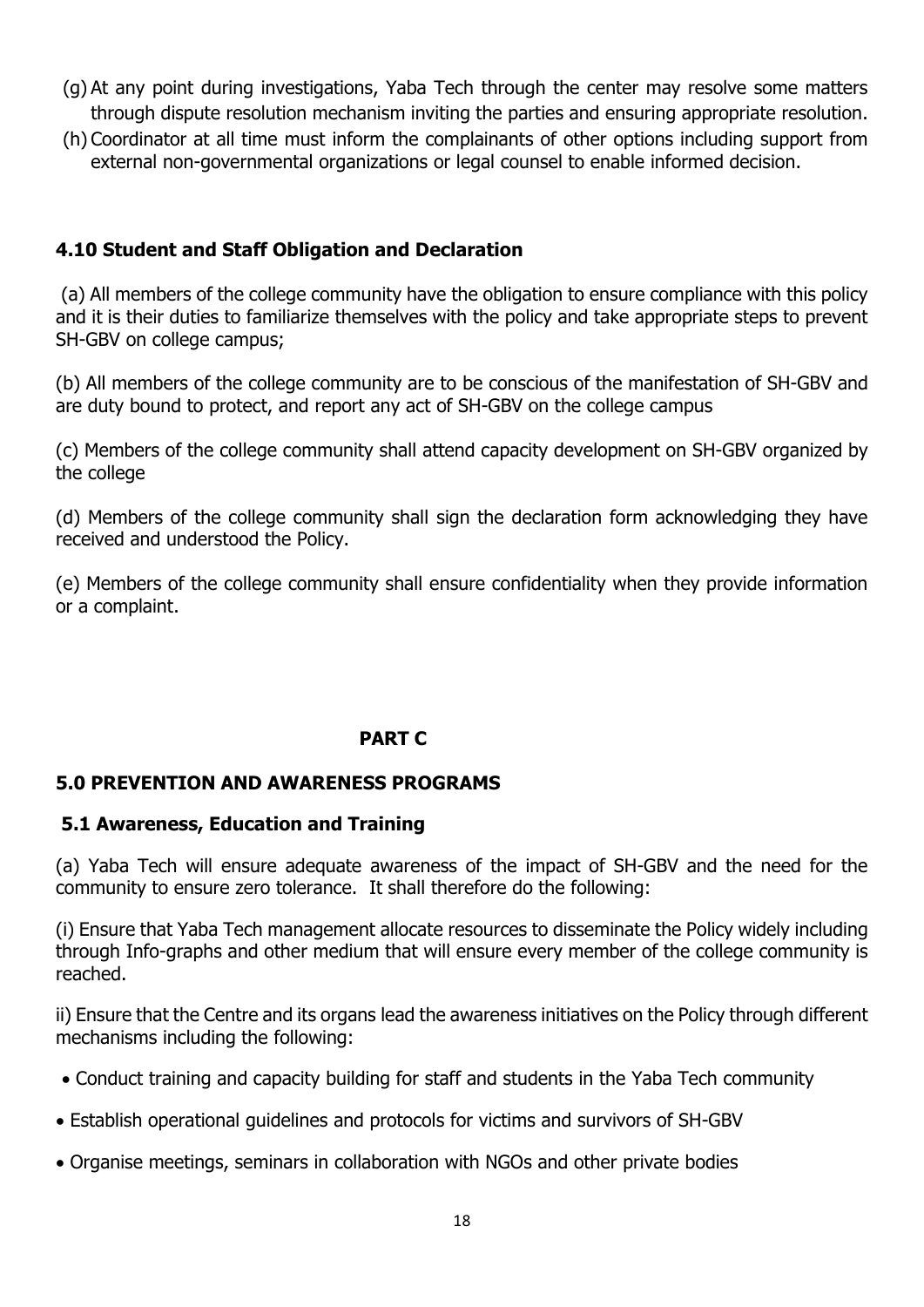(g) At any point during investigations, Yaba Tech through the center may resolve some matters through dispute resolution mechanism inviting the parties and ensuring appropriate resolution.

(h) Coordinator at all time must inform the complainants of other options including support from external non-governmental organizations or legal counsel to enable informed decision.

### 4.10 Student and Staff Obligation and Declaration

(a) All members of the college community have the obligation to ensure compliance with this policy and it is their duties to familiarize themselves with the policy and take appropriate steps to prevent SH-GBV on college campus;

(b) All members of the college community are to be conscious of the manifestation of SH-GBV and are duty bound to protect, and report any act of SH-GBV on the college campus

(c) Members of the college community shall attend capacity development on SH-GBV organized by the college

(d) Members of the college community shall sign the declaration form acknowledging they have received and understood the Policy.

(e) Members of the college community shall ensure confidentiality when they provide information or a complaint.

## PART C

## 5.0 PREVENTION AND AWARENESS PROGRAMS

### 5.1 Awareness, Education and Training

(a) Yaba Tech will ensure adequate awareness of the impact of SH-GBV and the need for the community to ensure zero tolerance. It shall therefore do the following:

(i) Ensure that Yaba Tech management allocate resources to disseminate the Policy widely including through Info-graphs and other medium that will ensure every member of the college community is reached.

ii) Ensure that the Centre and its organs lead the awareness initiatives on the Policy through different mechanisms including the following:

- Conduct training and capacity building for staff and students in the Yaba Tech community
- Establish operational guidelines and protocols for victims and survivors of SH-GBV
- Organise meetings, seminars in collaboration with NGOs and other private bodies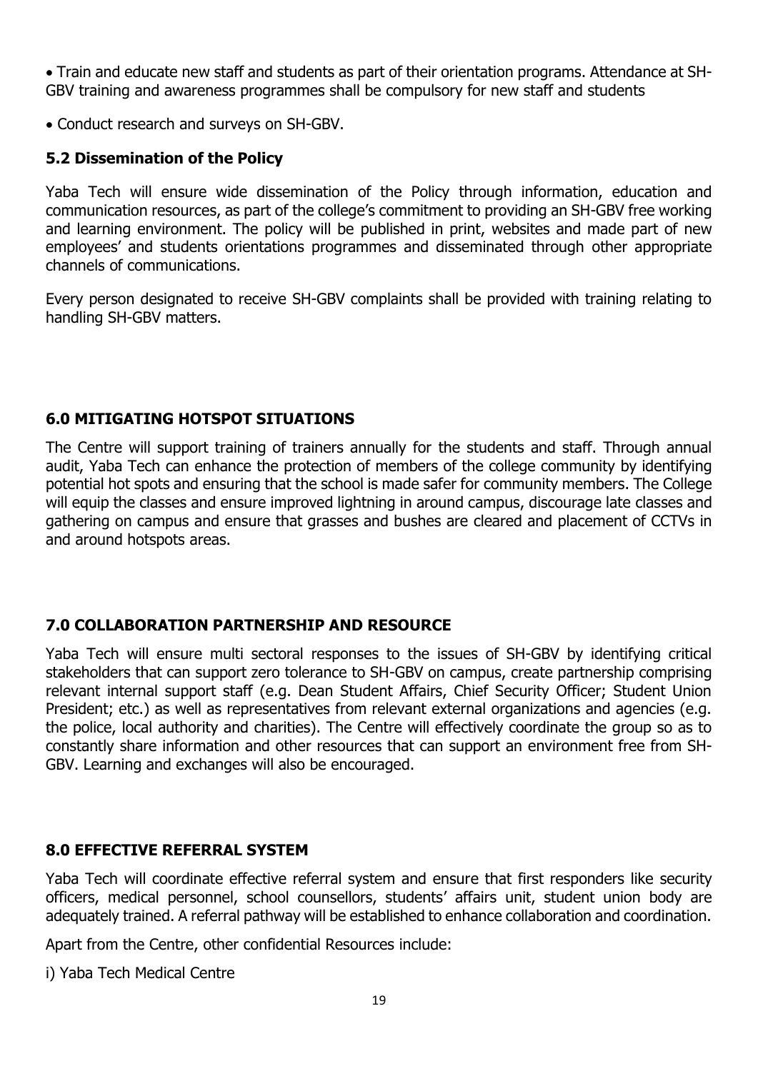- Train and educate new staff and students as part of their orientation programs. Attendance at SH-GBV training and awareness programmes shall be compulsory for new staff and students
- Conduct research and surveys on SH-GBV.

### 5.2 Dissemination of the Policy

Yaba Tech will ensure wide dissemination of the Policy through information, education and communication resources, as part of the college's commitment to providing an SH-GBV free working and learning environment. The policy will be published in print, websites and made part of new employees' and students orientations programmes and disseminated through other appropriate channels of communications.

Every person designated to receive SH-GBV complaints shall be provided with training relating to handling SH-GBV matters.

## 6.0 MITIGATING HOTSPOT SITUATIONS

The Centre will support training of trainers annually for the students and staff. Through annual audit, Yaba Tech can enhance the protection of members of the college community by identifying potential hot spots and ensuring that the school is made safer for community members. The College will equip the classes and ensure improved lightning in around campus, discourage late classes and gathering on campus and ensure that grasses and bushes are cleared and placement of CCTVs in and around hotspots areas.

## 7.0 COLLABORATION PARTNERSHIP AND RESOURCE

Yaba Tech will ensure multi sectoral responses to the issues of SH-GBV by identifying critical stakeholders that can support zero tolerance to SH-GBV on campus, create partnership comprising relevant internal support staff (e.g. Dean Student Affairs, Chief Security Officer; Student Union President; etc.) as well as representatives from relevant external organizations and agencies (e.g. the police, local authority and charities). The Centre will effectively coordinate the group so as to constantly share information and other resources that can support an environment free from SH-GBV. Learning and exchanges will also be encouraged.

## 8.0 EFFECTIVE REFERRAL SYSTEM

Yaba Tech will coordinate effective referral system and ensure that first responders like security officers, medical personnel, school counsellors, students' affairs unit, student union body are adequately trained. A referral pathway will be established to enhance collaboration and coordination.

Apart from the Centre, other confidential Resources include:

i) Yaba Tech Medical Centre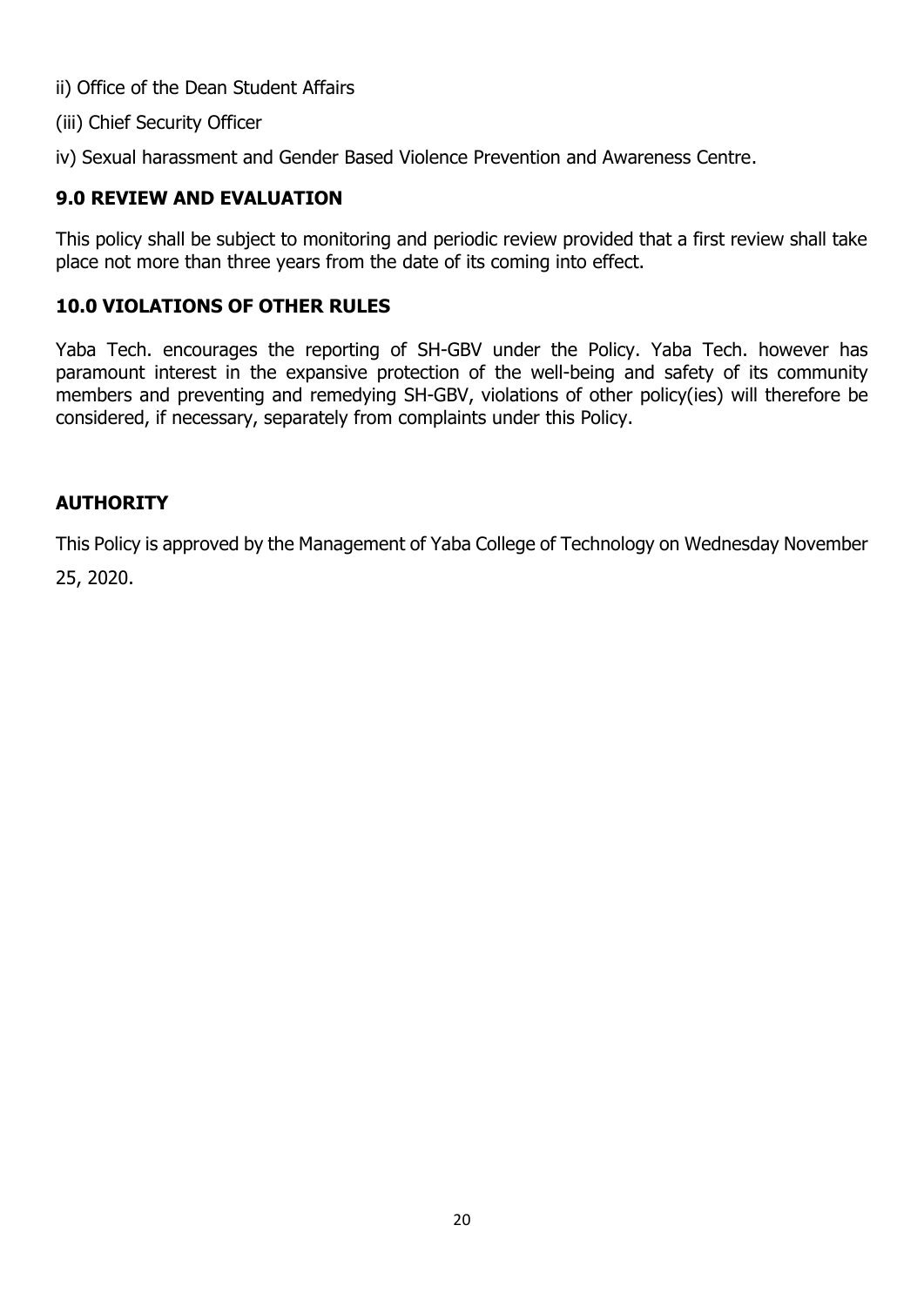ii) Office of the Dean Student Affairs

(iii) Chief Security Officer

iv) Sexual harassment and Gender Based Violence Prevention and Awareness Centre.

## 9.0 REVIEW AND EVALUATION

This policy shall be subject to monitoring and periodic review provided that a first review shall take place not more than three years from the date of its coming into effect.

## 10.0 VIOLATIONS OF OTHER RULES

Yaba Tech. encourages the reporting of SH-GBV under the Policy. Yaba Tech. however has paramount interest in the expansive protection of the well-being and safety of its community members and preventing and remedying SH-GBV, violations of other policy(ies) will therefore be considered, if necessary, separately from complaints under this Policy.

## AUTHORITY

This Policy is approved by the Management of Yaba College of Technology on Wednesday November 25, 2020.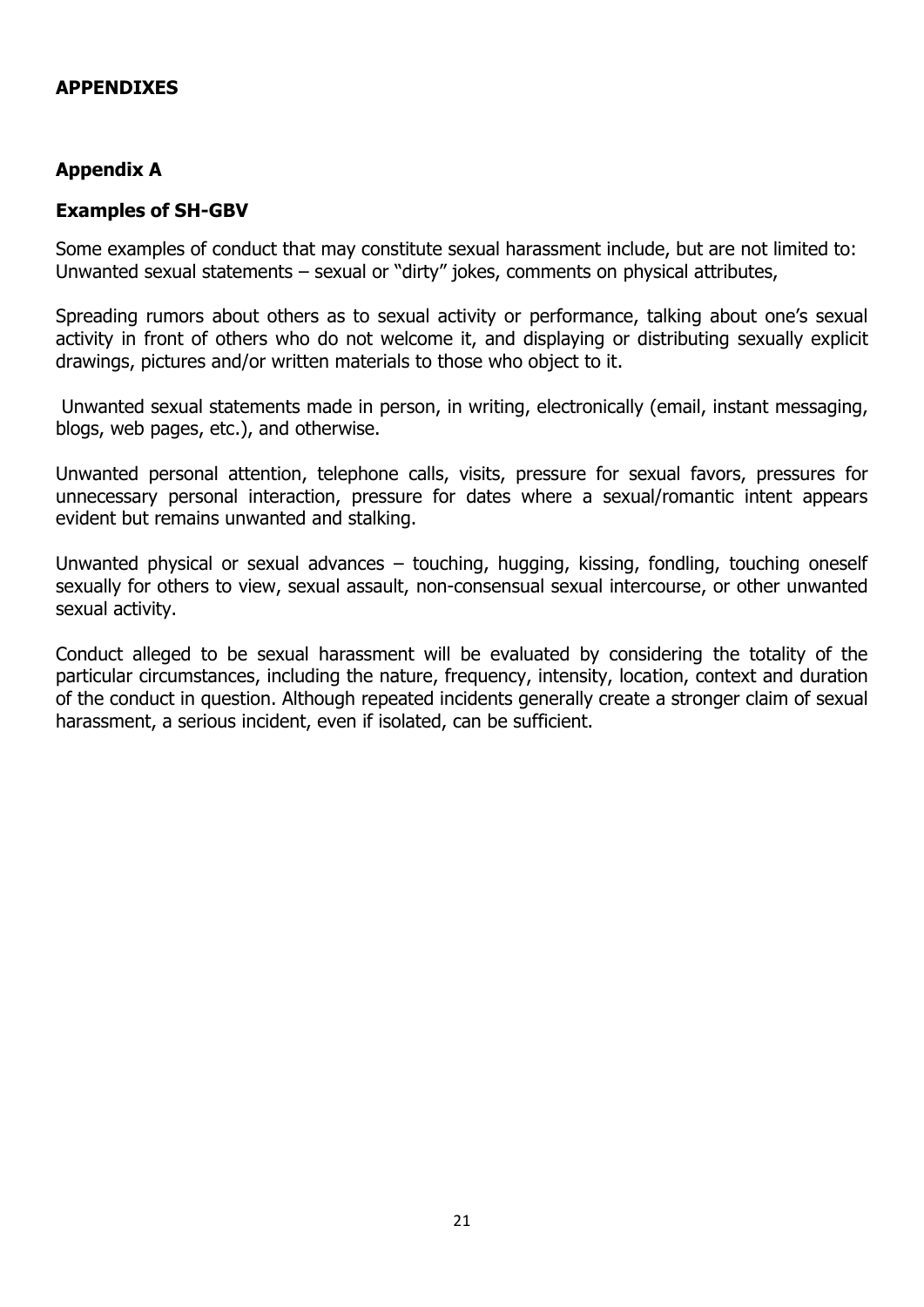## APPENDIXES

### Appendix A

### Examples of SH-GBV

Some examples of conduct that may constitute sexual harassment include, but are not limited to: Unwanted sexual statements – sexual or "dirty" jokes, comments on physical attributes,

Spreading rumors about others as to sexual activity or performance, talking about one's sexual activity in front of others who do not welcome it, and displaying or distributing sexually explicit drawings, pictures and/or written materials to those who object to it.

Unwanted sexual statements made in person, in writing, electronically (email, instant messaging, blogs, web pages, etc.), and otherwise.

Unwanted personal attention, telephone calls, visits, pressure for sexual favors, pressures for unnecessary personal interaction, pressure for dates where a sexual/romantic intent appears evident but remains unwanted and stalking.

Unwanted physical or sexual advances – touching, hugging, kissing, fondling, touching oneself sexually for others to view, sexual assault, non-consensual sexual intercourse, or other unwanted sexual activity.

Conduct alleged to be sexual harassment will be evaluated by considering the totality of the particular circumstances, including the nature, frequency, intensity, location, context and duration of the conduct in question. Although repeated incidents generally create a stronger claim of sexual harassment, a serious incident, even if isolated, can be sufficient.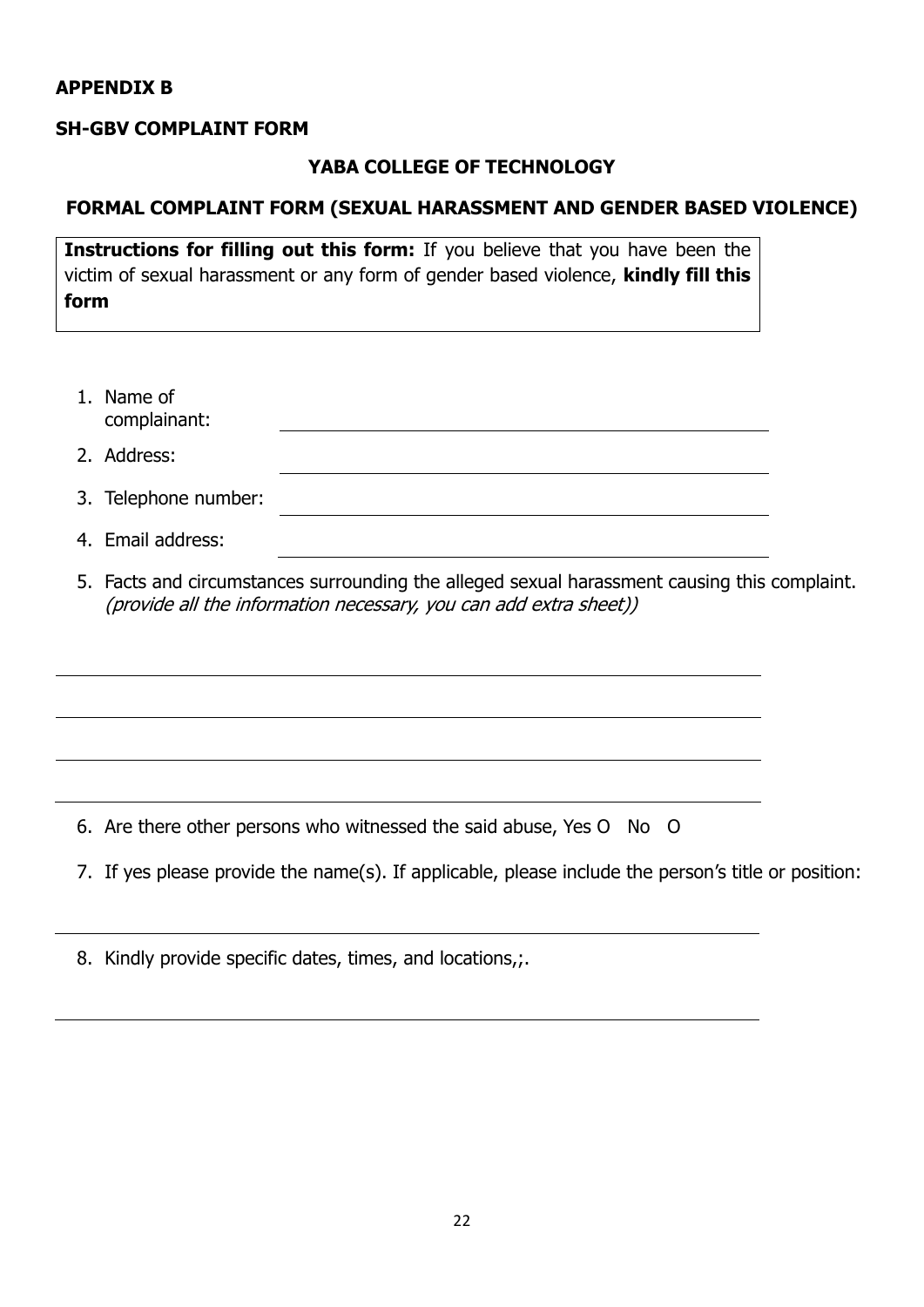**APPENDIX B**

**SH-GBV COMPLAINT FORM**

**YABA COLLEGE OF TECHNOLOGY**

**FORMAL COMPLAINT FORM (SEXUAL HARASSMENT AND GENDER BASED VIOLENCE)**

**Instructions for filling out this form:** If you believe that you have been the victim of sexual harassment or any form of gender based violence, **kindly fill this form**

1. Name of complainant: ______________________________
2. Address: ______________________________
3. Telephone number: ______________________________
4. Email address: ______________________________
5. Facts and circumstances surrounding the alleged sexual harassment causing this complaint. *(provide all the information necessary, you can add extra sheet))*

______________________________________________________________

______________________________________________________________

______________________________________________________________

______________________________________________________________

6. Are there other persons who witnessed the said abuse, Yes O No O
7. If yes please provide the name(s). If applicable, please include the person's title or position:

______________________________________________________________

8. Kindly provide specific dates, times, and locations,;.

______________________________________________________________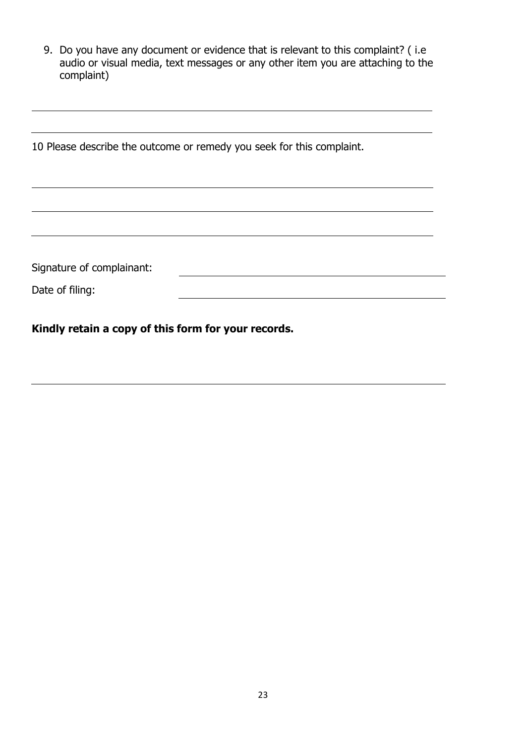9. Do you have any document or evidence that is relevant to this complaint? ( i.e audio or visual media, text messages or any other item you are attaching to the complaint)

______________________________________________________________________

______________________________________________________________________

10 Please describe the outcome or remedy you seek for this complaint.

______________________________________________________________________

______________________________________________________________________

______________________________________________________________________

Signature of complainant: ______________________________

Date of filing: ______________________________

**Kindly retain a copy of this form for your records.**

______________________________________________________________________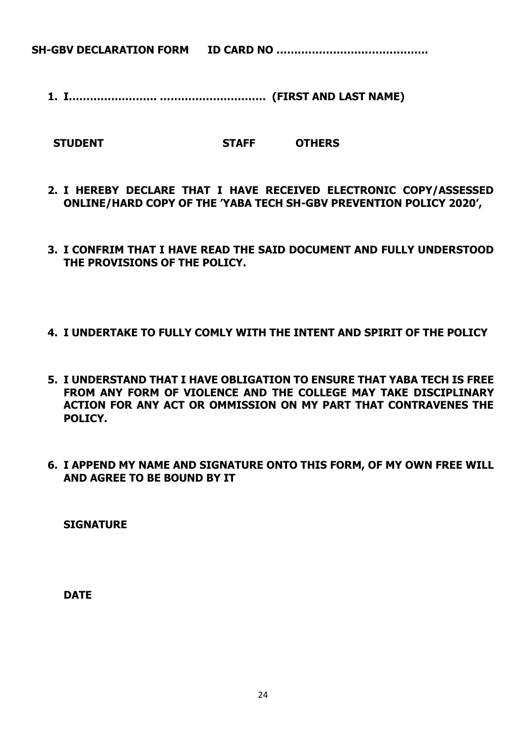**SH-GBV DECLARATION FORM ID CARD NO ……………………………………**

1. **I…………………… ……………………….. (FIRST AND LAST NAME)**

**STUDENT STAFF OTHERS**

2. **I HEREBY DECLARE THAT I HAVE RECEIVED ELECTRONIC COPY/ASSESSED ONLINE/HARD COPY OF THE 'YABA TECH SH-GBV PREVENTION POLICY 2020',**

3. **I CONFRIM THAT I HAVE READ THE SAID DOCUMENT AND FULLY UNDERSTOOD THE PROVISIONS OF THE POLICY.**

4. **I UNDERTAKE TO FULLY COMLY WITH THE INTENT AND SPIRIT OF THE POLICY**

5. **I UNDERSTAND THAT I HAVE OBLIGATION TO ENSURE THAT YABA TECH IS FREE FROM ANY FORM OF VIOLENCE AND THE COLLEGE MAY TAKE DISCIPLINARY ACTION FOR ANY ACT OR OMMISSION ON MY PART THAT CONTRAVENES THE POLICY.**

6. **I APPEND MY NAME AND SIGNATURE ONTO THIS FORM, OF MY OWN FREE WILL AND AGREE TO BE BOUND BY IT**

**SIGNATURE**

**DATE**